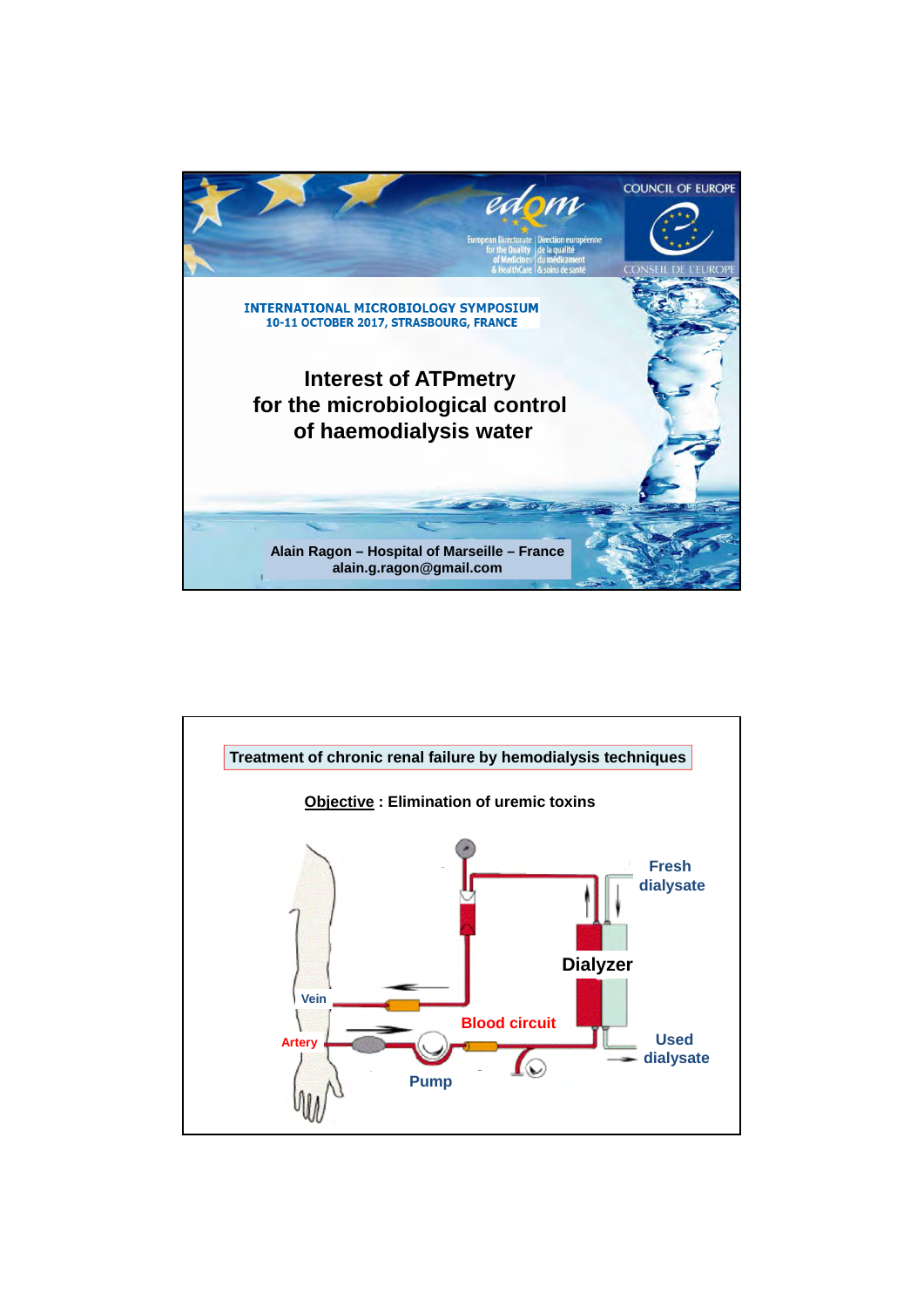European Directorate for the Quality of Medicines & HealthCare | Direction européenne de la qualité du médicament & soins de santé

COUNCIL OF EUROPE

CONSEIL DE L'EUROPE

**INTERNATIONAL MICROBIOLOGY SYMPOSIUM**
**10-11 OCTOBER 2017, STRASBOURG, FRANCE**

# Interest of ATPmetry for the microbiological control of haemodialysis water

**Alain Ragon – Hospital of Marseille – France**
**alain.g.ragon@gmail.com**

---

## Treatment of chronic renal failure by hemodialysis techniques

**Objective : Elimination of uremic toxins**

Fresh dialysate

Dialyzer

Vein

Artery

Blood circuit

Used dialysate

Pump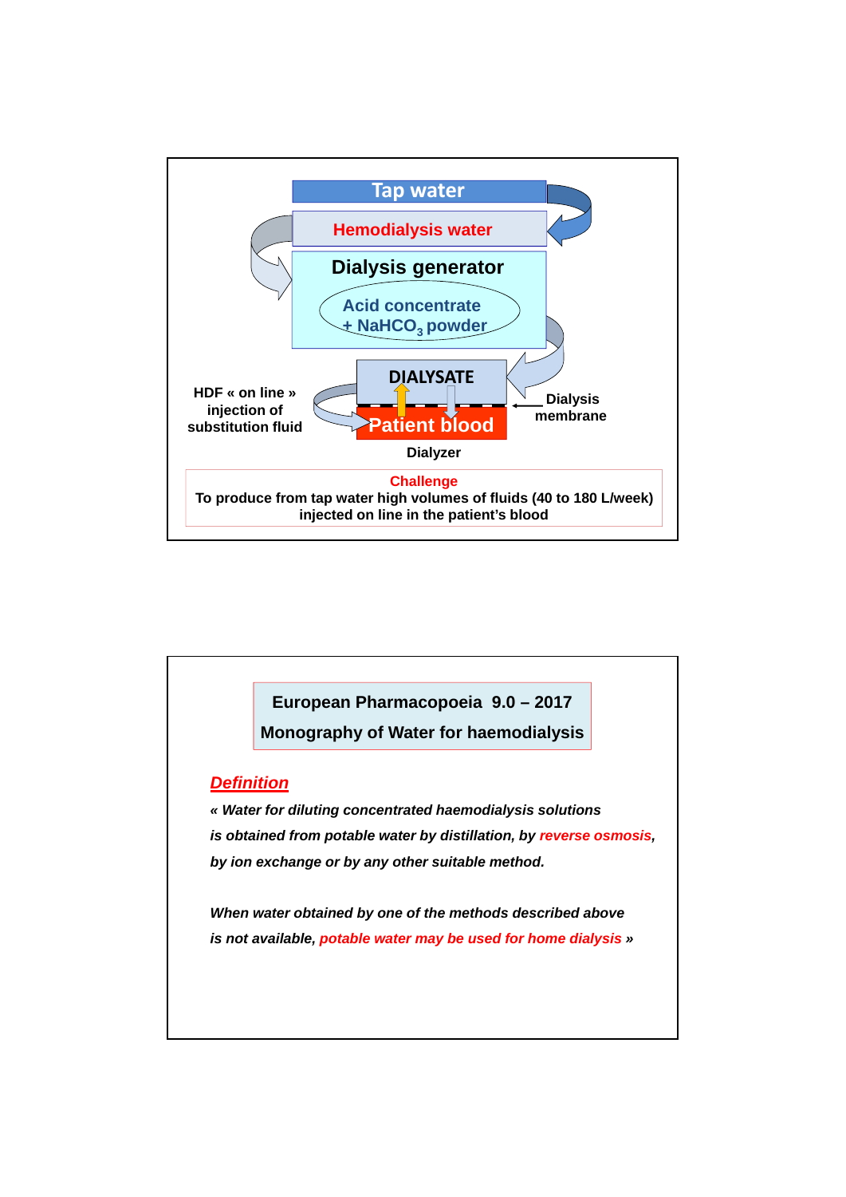Tap water

Hemodialysis water

Dialysis generator

Acid concentrate
+ $NaHCO_3$ powder

DIALYSATE

Patient blood

HDF « on line » injection of substitution fluid

Dialysis membrane

Dialyzer

**Challenge**

**To produce from tap water high volumes of fluids (40 to 180 L/week) injected on line in the patient's blood**

---

**European Pharmacopoeia 9.0 – 2017**

**Monography of Water for haemodialysis**

## *Definition*

***« Water for diluting concentrated haemodialysis solutions is obtained from potable water by distillation, by reverse osmosis, by ion exchange or by any other suitable method.***

***When water obtained by one of the methods described above is not available, potable water may be used for home dialysis »***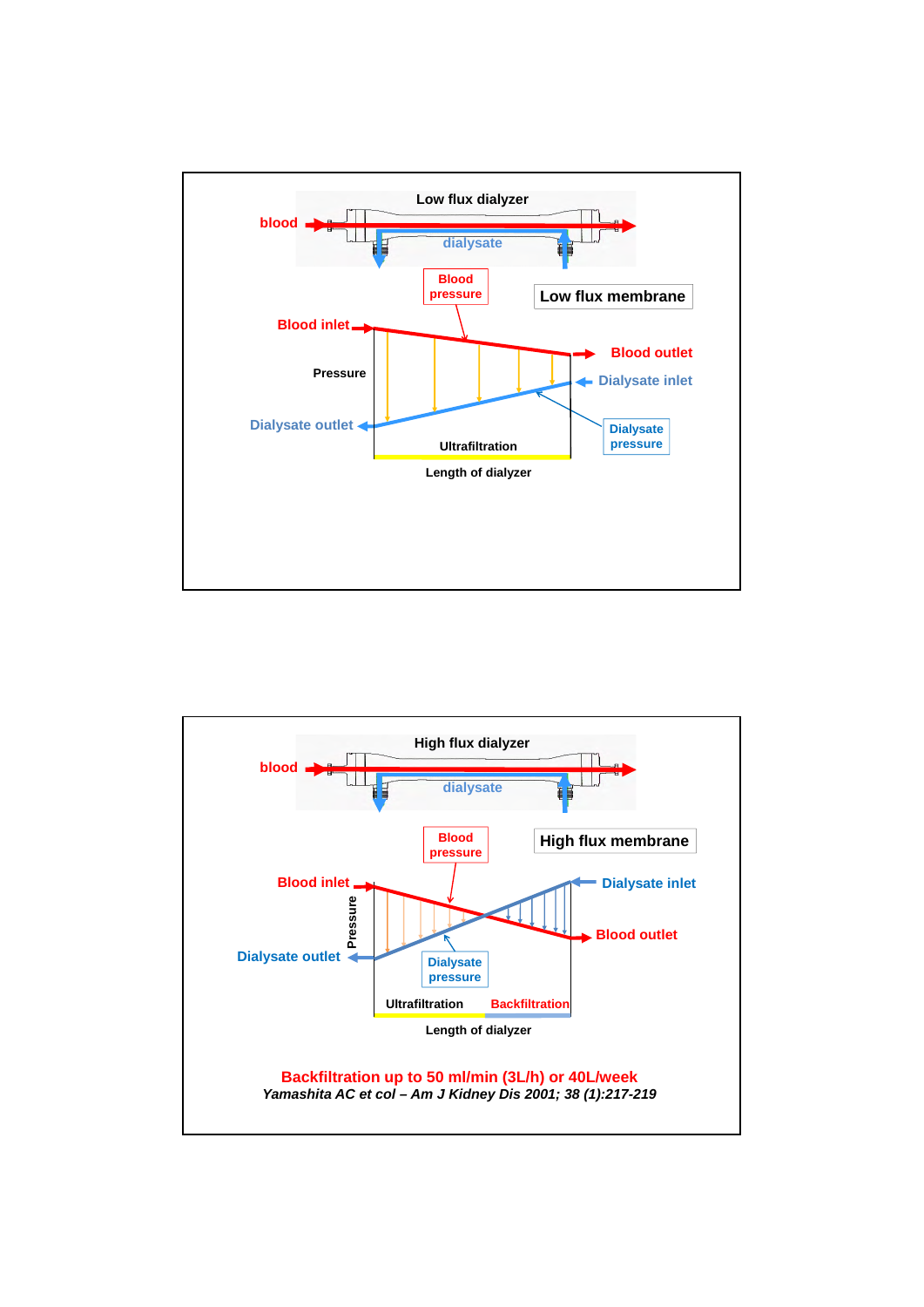**Low flux dialyzer**

blood

dialysate

Blood pressure

Low flux membrane

Blood inlet

Blood outlet

Pressure

Dialysate inlet

Dialysate outlet

Dialysate pressure

Ultrafiltration

Length of dialyzer

**High flux dialyzer**

blood

dialysate

Blood pressure

High flux membrane

Blood inlet

Dialysate inlet

Blood outlet

Pressure

Dialysate outlet

Dialysate pressure

Ultrafiltration

Backfiltration

Length of dialyzer

**Backfiltration up to 50 ml/min (3L/h) or 40L/week**

*Yamashita AC et col – Am J Kidney Dis 2001; 38 (1):217-219*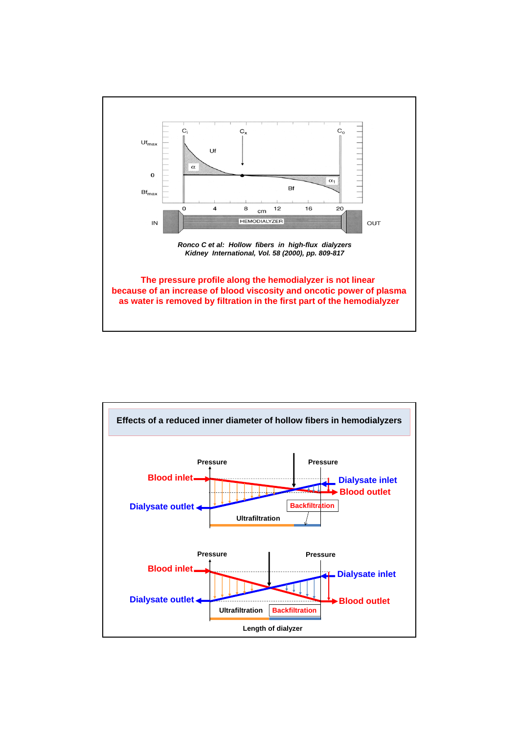*Ronco C et al: Hollow fibers in high-flux dialyzers*
*Kidney International, Vol. 58 (2000), pp. 809-817*

**The pressure profile along the hemodialyzer is not linear because of an increase of blood viscosity and oncotic power of plasma as water is removed by filtration in the first part of the hemodialyzer**

## Effects of a reduced inner diameter of hollow fibers in hemodialyzers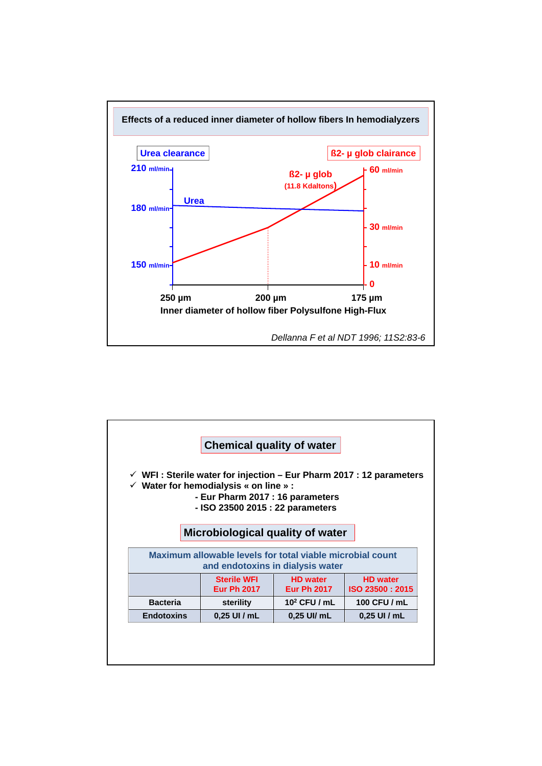## Effects of a reduced inner diameter of hollow fibers In hemodialyzers

Urea clearance | ß2- µ glob clairance

210 ml/min, 180 ml/min, 150 ml/min

60 ml/min, 30 ml/min, 10 ml/min, 0

Urea

ß2- µ glob (11.8 Kdaltons)

250 µm | 200 µm | 175 µm

Inner diameter of hollow fiber Polysulfone High-Flux

*Dellanna F et al NDT 1996; 11S2:83-6*

## Chemical quality of water

- ✓ WFI : Sterile water for injection – Eur Pharm 2017 : 12 parameters
- ✓ Water for hemodialysis « on line » :
  - Eur Pharm 2017 : 16 parameters
  - ISO 23500 2015 : 22 parameters

## Microbiological quality of water

Maximum allowable levels for total viable microbial count and endotoxins in dialysis water

| | Sterile WFI Eur Ph 2017 | HD water Eur Ph 2017 | HD water ISO 23500 : 2015 |
|---|---|---|---|
| Bacteria | sterility | $10^2$ CFU / mL | 100 CFU / mL |
| Endotoxins | 0,25 UI / mL | 0,25 UI/ mL | 0,25 UI / mL |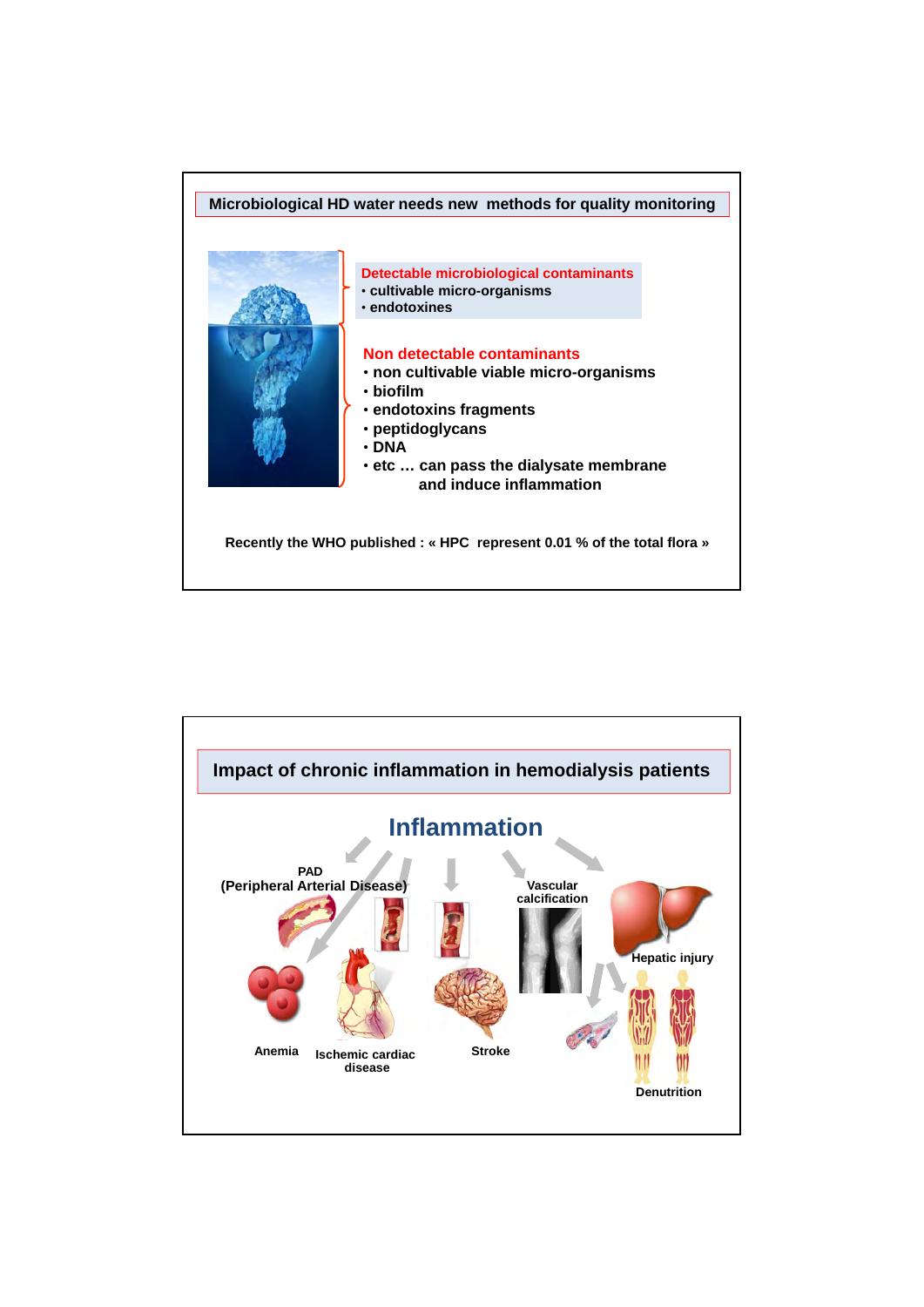## Microbiological HD water needs new methods for quality monitoring

**Detectable microbiological contaminants**

- cultivable micro-organisms
- endotoxines

**Non detectable contaminants**

- non cultivable viable micro-organisms
- biofilm
- endotoxins fragments
- peptidoglycans
- DNA
- etc … can pass the dialysate membrane and induce inflammation

Recently the WHO published : « HPC represent 0.01 % of the total flora »

## Impact of chronic inflammation in hemodialysis patients

**Inflammation**

- PAD (Peripheral Arterial Disease)
- Vascular calcification
- Hepatic injury
- Anemia
- Ischemic cardiac disease
- Stroke
- Denutrition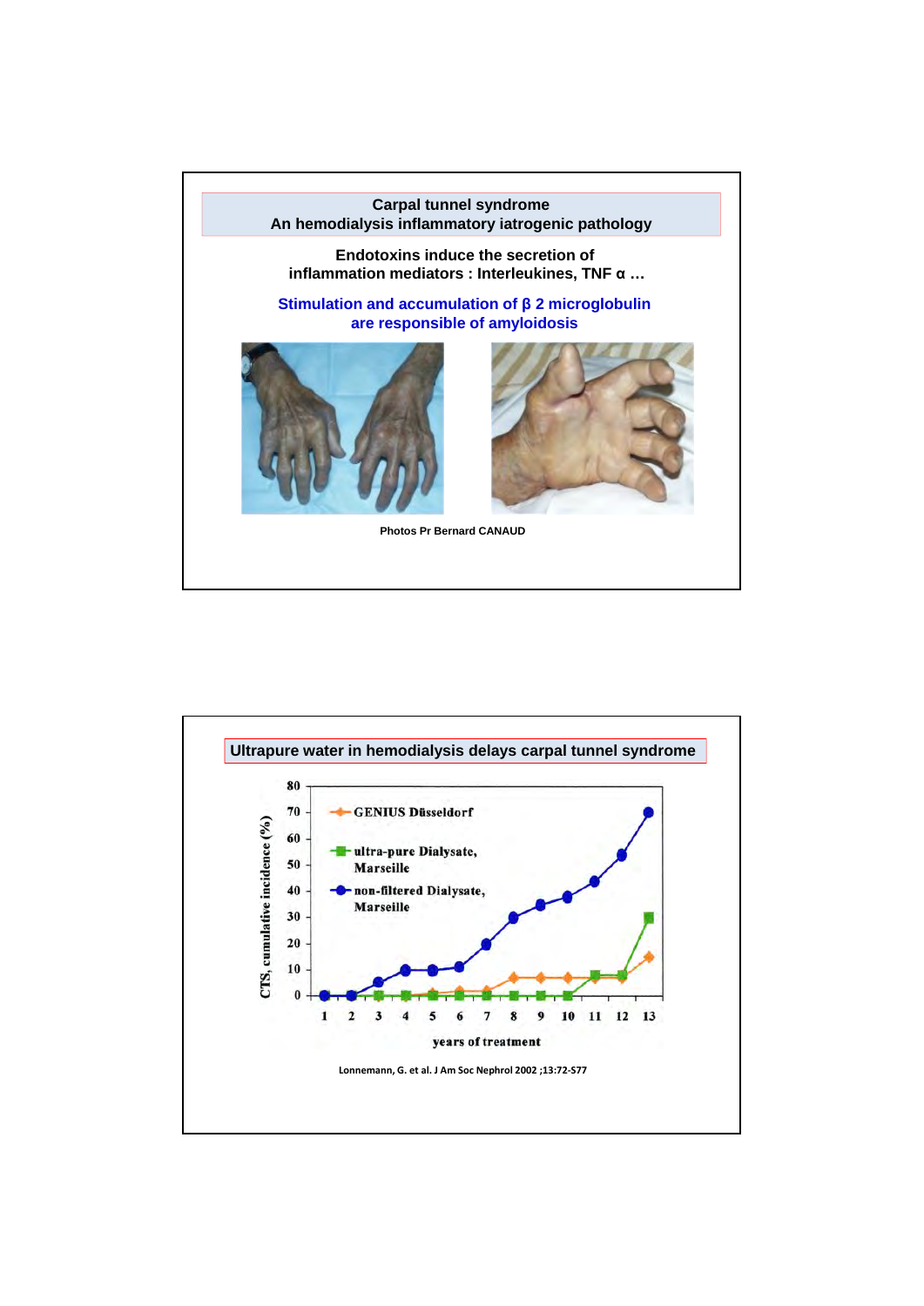## Carpal tunnel syndrome
## An hemodialysis inflammatory iatrogenic pathology

**Endotoxins induce the secretion of inflammation mediators : Interleukines, TNF α …**

**Stimulation and accumulation of β 2 microglobulin are responsible of amyloidosis**

Photos Pr Bernard CANAUD

## Ultrapure water in hemodialysis delays carpal tunnel syndrome

Lonnemann, G. et al. J Am Soc Nephrol 2002 ;13:72-S77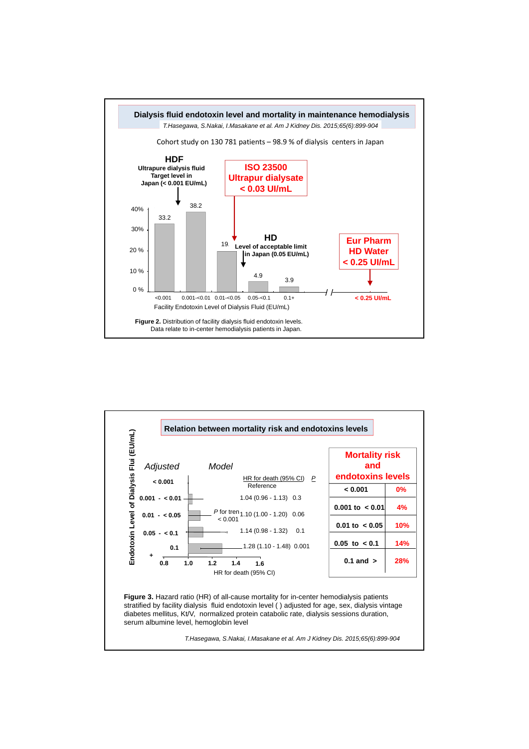## Dialysis fluid endotoxin level and mortality in maintenance hemodialysis

*T.Hasegawa, S.Nakai, I.Masakane et al. Am J Kidney Dis. 2015;65(6):899-904*

Cohort study on 130 781 patients – 98.9 % of dialysis centers in Japan

**HDF**
**Ultrapure dialysis fluid Target level in Japan (< 0.001 EU/mL)**

**ISO 23500 Ultrapur dialysate < 0.03 UI/mL**

**HD**
**Level of acceptable limit in Japan (0.05 EU/mL)**

**Eur Pharm HD Water < 0.25 UI/mL**

| Facility Endotoxin Level of Dialysis Fluid (EU/mL) | % |
|---|---|
| <0.001 | 33.2 |
| 0.001-<0.01 | 38.2 |
| 0.01-<0.05 | 19. |
| 0.05-<0.1 | 4.9 |
| 0.1+ | 3.9 |
| < 0.25 UI/mL | |

**Figure 2.** Distribution of facility dialysis fluid endotoxin levels. Data relate to in-center hemodialysis patients in Japan.

## Relation between mortality risk and endotoxins levels

*Adjusted Model*

| Endotoxin Level of Dialysis Flui (EU/mL) | HR for death (95% CI) | P |
|---|---|---|
| < 0.001 | Reference | |
| 0.001 - < 0.01 | 1.04 (0.96 - 1.13) | 0.3 |
| 0.01 - < 0.05 | 1.10 (1.00 - 1.20) | 0.06 |
| 0.05 - < 0.1 | 1.14 (0.98 - 1.32) | 0.1 |
| 0.1 + | 1.28 (1.10 - 1.48) | 0.001 |

*P* for tren < 0.001

HR for death (95% CI): 0.8, 1.0, 1.2, 1.4, 1.6

| Mortality risk and endotoxins levels | |
|---|---|
| < 0.001 | 0% |
| 0.001 to < 0.01 | 4% |
| 0.01 to < 0.05 | 10% |
| 0.05 to < 0.1 | 14% |
| 0.1 and > | 28% |

**Figure 3.** Hazard ratio (HR) of all-cause mortality for in-center hemodialysis patients stratified by facility dialysis fluid endotoxin level ( ) adjusted for age, sex, dialysis vintage diabetes mellitus, Kt/V, normalized protein catabolic rate, dialysis sessions duration, serum albumine level, hemoglobin level

*T.Hasegawa, S.Nakai, I.Masakane et al. Am J Kidney Dis. 2015;65(6):899-904*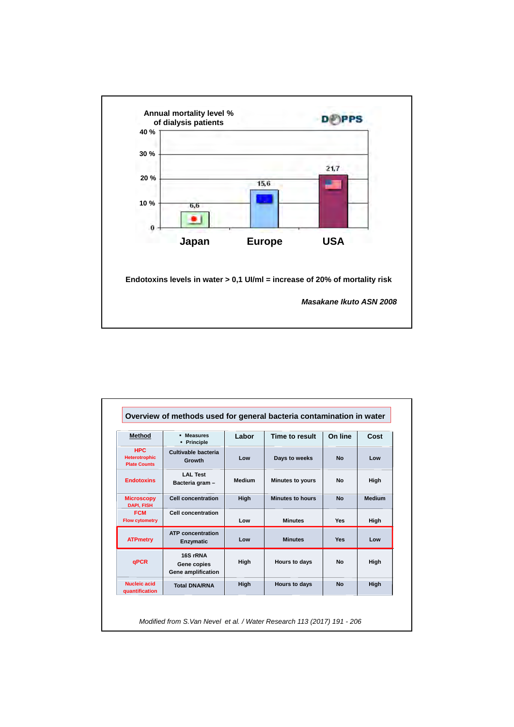Annual mortality level % of dialysis patients

DOPPS

| Country | Annual mortality level % |
| --- | --- |
| Japan | 6,6 |
| Europe | 15,6 |
| USA | 21,7 |

**Endotoxins levels in water > 0,1 UI/ml = increase of 20% of mortality risk**

***Masakane Ikuto ASN 2008***

**Overview of methods used for general bacteria contamination in water**

| Method | ▪ Measures ▪ Principle | Labor | Time to result | On line | Cost |
| --- | --- | --- | --- | --- | --- |
| HPC Heterotrophic Plate Counts | Cultivable bacteria Growth | Low | Days to weeks | No | Low |
| Endotoxins | LAL Test Bacteria gram – | Medium | Minutes to yours | No | High |
| Microscopy DAPI, FISH | Cell concentration | High | Minutes to hours | No | Medium |
| FCM Flow cytometry | Cell concentration | Low | Minutes | Yes | High |
| ATPmetry | ATP concentration Enzymatic | Low | Minutes | Yes | Low |
| qPCR | 16S rRNA Gene copies Gene amplification | High | Hours to days | No | High |
| Nucleic acid quantification | Total DNA/RNA | High | Hours to days | No | High |

*Modified from S.Van Nevel et al. / Water Research 113 (2017) 191 - 206*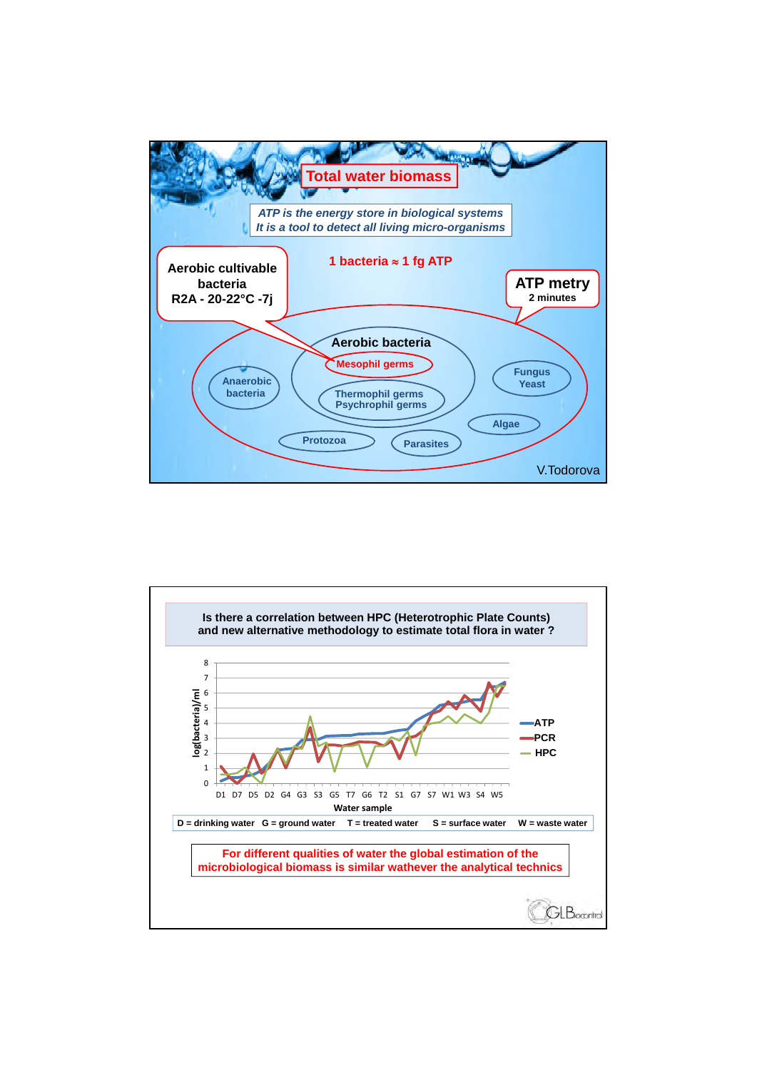## Total water biomass

*ATP is the energy store in biological systems*
*It is a tool to detect all living micro-organisms*

**1 bacteria ≈ 1 fg ATP**

**Aerobic cultivable bacteria**
**R2A - 20-22°C -7j**

**ATP metry**
2 minutes

**Aerobic bacteria**
- Mesophil germs
- Thermophil germs
- Psychrophil germs

- Anaerobic bacteria
- Fungus Yeast
- Algae
- Protozoa
- Parasites

V.Todorova

---

**Is there a correlation between HPC (Heterotrophic Plate Counts) and new alternative methodology to estimate total flora in water ?**

log(bacteria)/ml (0–8) vs Water sample: D1 D7 D5 D2 G4 G3 S3 G5 T7 G6 T2 S1 G7 S7 W1 W3 S4 W5

Legend: ATP, PCR, HPC

D = drinking water   G = ground water   T = treated water   S = surface water   W = waste water

**For different qualities of water the global estimation of the microbiological biomass is similar wathever the analytical technics**

GLBiocontrol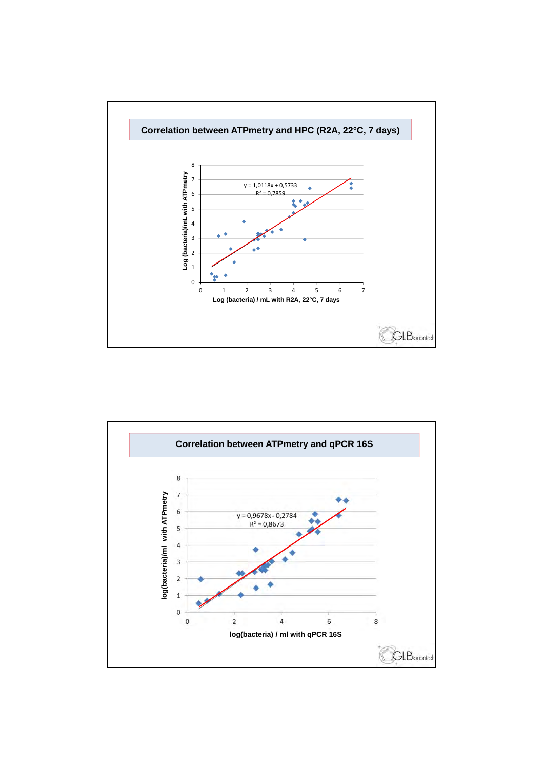## Correlation between ATPmetry and HPC (R2A, 22°C, 7 days)

$y = 1{,}0118x + 0{,}5733$

$R^2 = 0{,}7859$

Log (bacteria)/mL with ATPmetry

Log (bacteria) / mL with R2A, 22°C, 7 days

GLBiocontrol

## Correlation between ATPmetry and qPCR 16S

$y = 0{,}9678x - 0{,}2784$

$R^2 = 0{,}8673$

log(bacteria)/ml with ATPmetry

log(bacteria) / ml with qPCR 16S

GLBiocontrol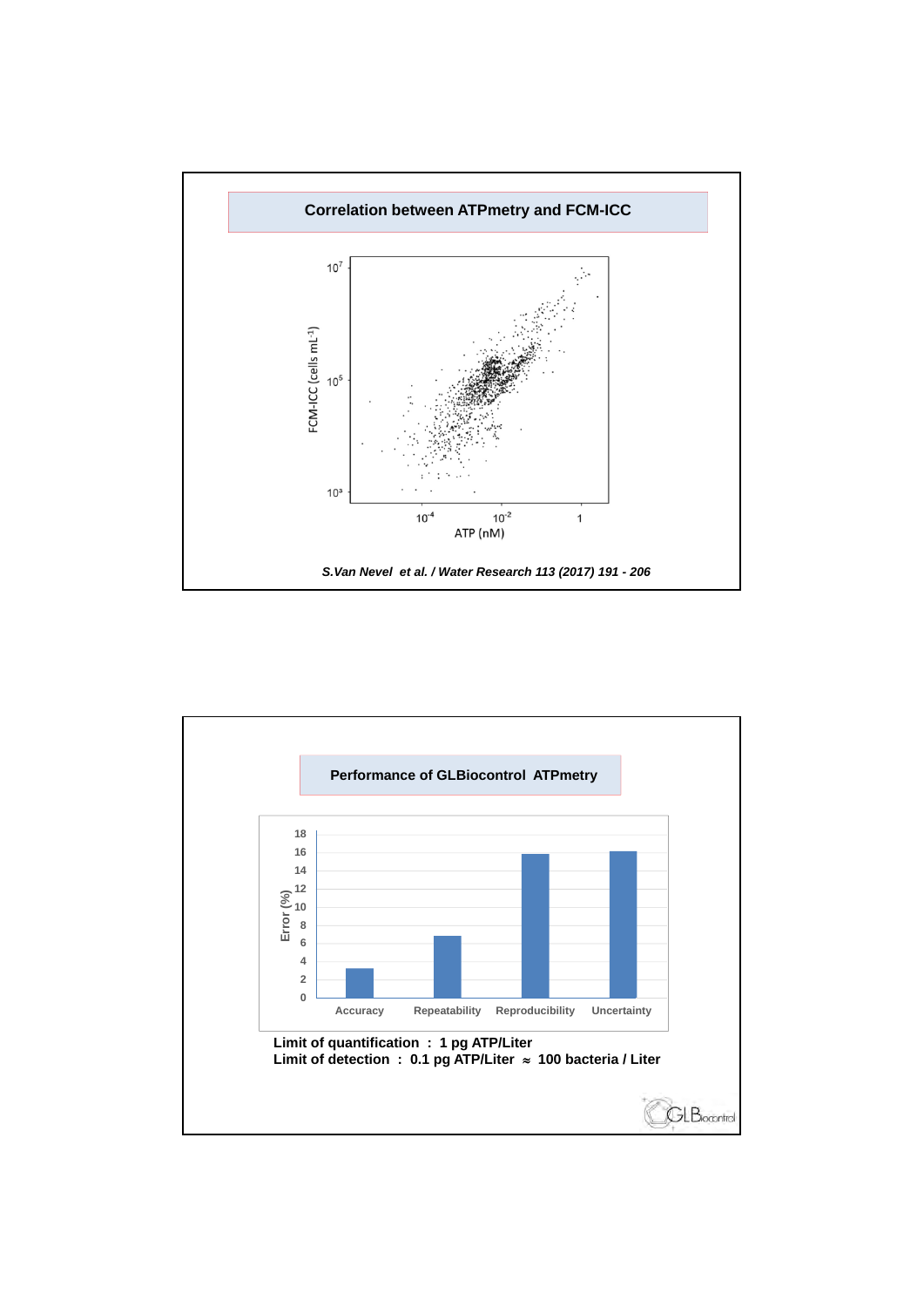## Correlation between ATPmetry and FCM-ICC

*S.Van Nevel et al. / Water Research 113 (2017) 191 - 206*

## Performance of GLBiocontrol ATPmetry

| | Accuracy | Repeatability | Reproducibility | Uncertainty |
|---|---|---|---|---|
| Error (%) | ~3.3 | ~6.8 | ~15.8 | ~16.1 |

**Limit of quantification : 1 pg ATP/Liter**
**Limit of detection : 0.1 pg ATP/Liter ≈ 100 bacteria / Liter**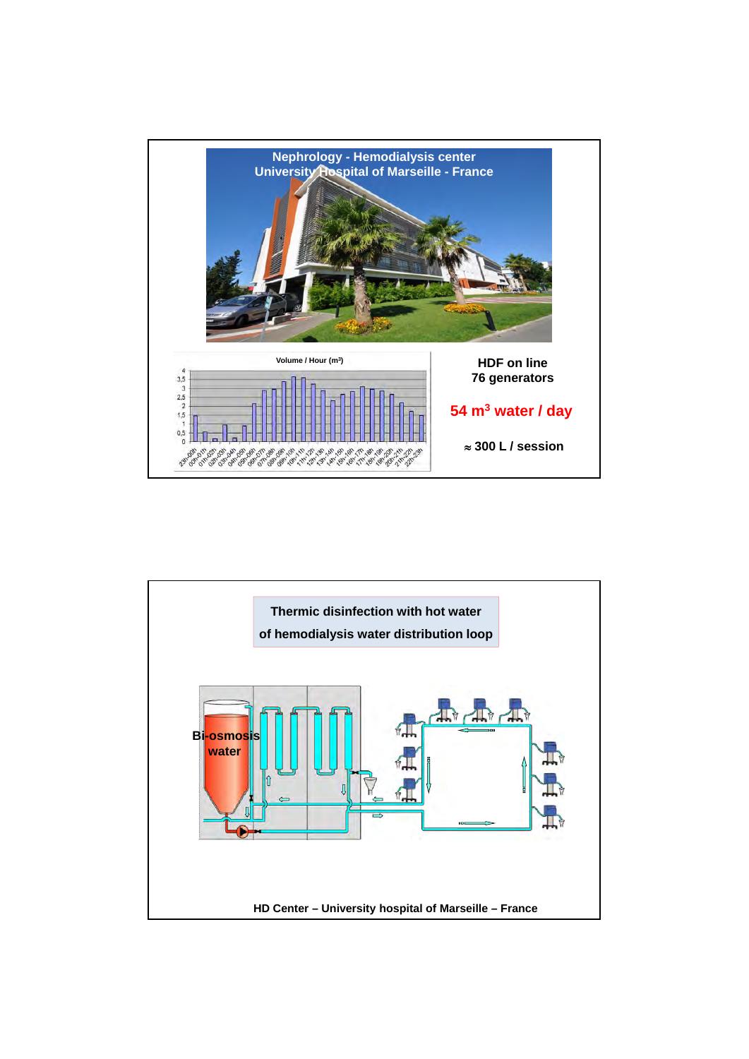## Nephrology - Hemodialysis center
## University Hospital of Marseille - France

Volume / Hour (m³)

HDF on line
76 generators

**54 m³ water / day**

≈ 300 L / session

---

## Thermic disinfection with hot water of hemodialysis water distribution loop

Bi-osmosis water

HD Center – University hospital of Marseille – France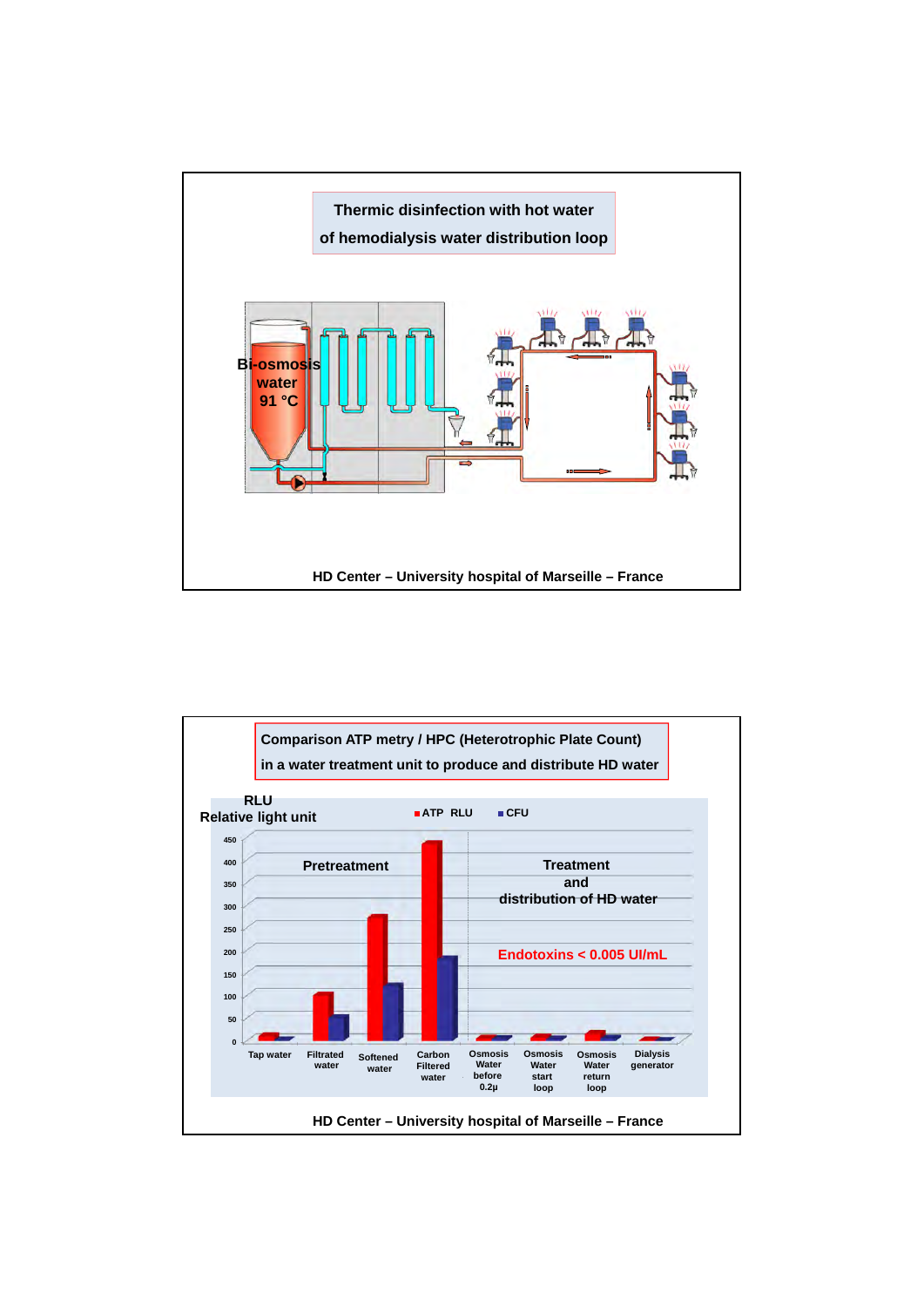## Thermic disinfection with hot water of hemodialysis water distribution loop

Bi-osmosis water 91 °C

HD Center – University hospital of Marseille – France

## Comparison ATP metry / HPC (Heterotrophic Plate Count) in a water treatment unit to produce and distribute HD water

RLU
Relative light unit

ATP RLU ■ CFU

Pretreatment

Treatment and distribution of HD water

Endotoxins < 0.005 UI/mL

0, 50, 100, 150, 200, 250, 300, 350, 400, 450

Tap water | Filtrated water | Softened water | Carbon Filtered water | Osmosis Water before 0.2µ | Osmosis Water start loop | Osmosis Water return loop | Dialysis generator

HD Center – University hospital of Marseille – France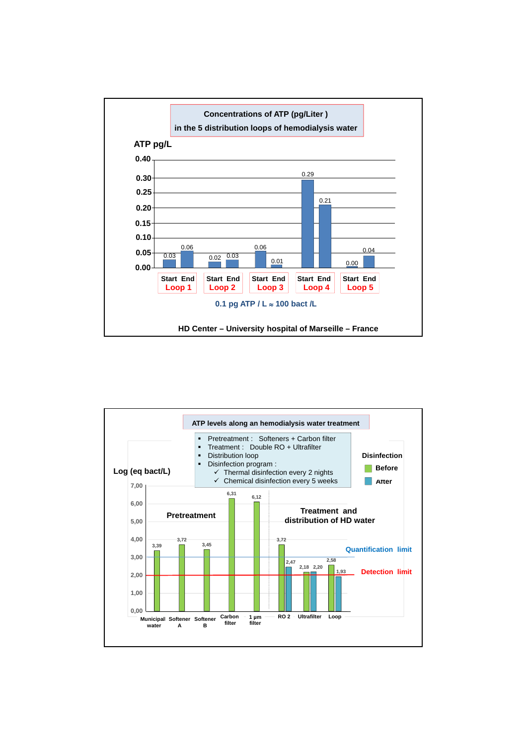## Concentrations of ATP (pg/Liter) in the 5 distribution loops of hemodialysis water

ATP pg/L

| | Start | End |
|---|---|---|
| Loop 1 | 0.03 | 0.06 |
| Loop 2 | 0.02 | 0.03 |
| Loop 3 | 0.06 | 0.01 |
| Loop 4 | 0.29 | 0.21 |
| Loop 5 | 0.00 | 0.04 |

0.1 pg ATP / L ≈ 100 bact /L

HD Center – University hospital of Marseille – France

## ATP levels along an hemodialysis water treatment

- Pretreatment : Softeners + Carbon filter
- Treatment : Double RO + Ultrafilter
- Distribution loop
- Disinfection program :
  - ✓ Thermal disinfection every 2 nights
  - ✓ Chemical disinfection every 5 weeks

Log (eq bact/L)

| | Disinfection Before | Disinfection After |
|---|---|---|
| **Pretreatment** | | |
| Municipal water | 3,39 | |
| Softener A | 3,72 | |
| Softener B | 3,45 | |
| Carbon filter | 6,31 | |
| 1 µm filter | 6,12 | |
| **Treatment and distribution of HD water** | | |
| RO 2 | 3,72 | 2,47 |
| Ultrafilter | 2,18 | 2,20 |
| Loop | 2,58 | 1,93 |

Quantification limit

Detection limit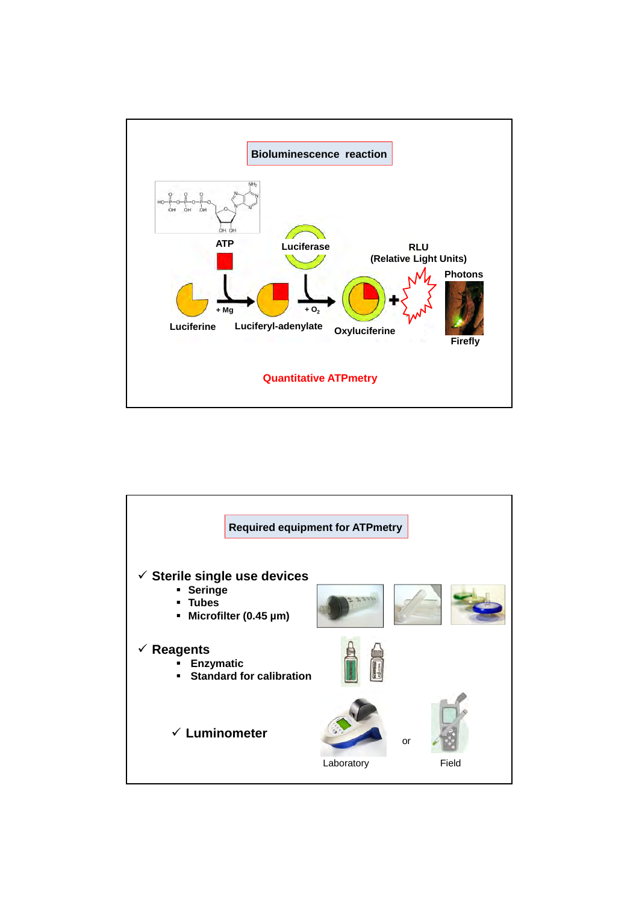## Bioluminescence reaction

ATP

Luciferase

RLU
(Relative Light Units)

Photons

+ Mg

+ $O_2$

Luciferine

Luciferyl-adenylate

Oxyluciferine

Firefly

**Quantitative ATPmetry**

## Required equipment for ATPmetry

- ✓ **Sterile single use devices**
  - Seringe
  - Tubes
  - Microfilter (0.45 µm)
- ✓ **Reagents**
  - Enzymatic
  - Standard for calibration
- ✓ **Luminometer**

Laboratory or Field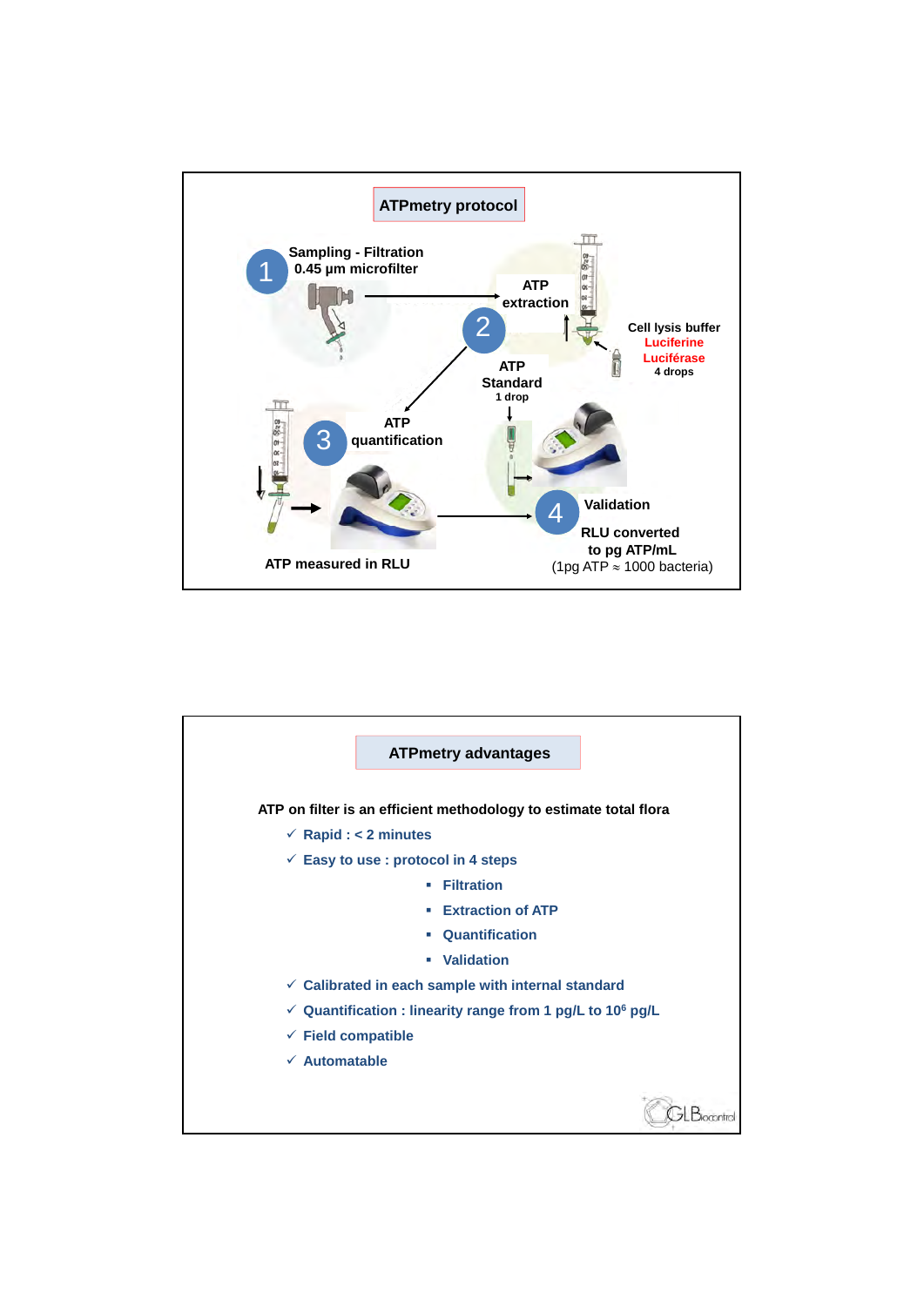## ATPmetry protocol

1 Sampling - Filtration
0.45 µm microfilter

2 ATP extraction

Cell lysis buffer
Luciferine
Luciférase
4 drops

ATP Standard
1 drop

3 ATP quantification

ATP measured in RLU

4 Validation

RLU converted to pg ATP/mL
(1pg ATP ≈ 1000 bacteria)

## ATPmetry advantages

ATP on filter is an efficient methodology to estimate total flora

- ✓ Rapid : < 2 minutes
- ✓ Easy to use : protocol in 4 steps
  - Filtration
  - Extraction of ATP
  - Quantification
  - Validation
- ✓ Calibrated in each sample with internal standard
- ✓ Quantification : linearity range from 1 pg/L to $10^6$ pg/L
- ✓ Field compatible
- ✓ Automatable

GLBiocontrol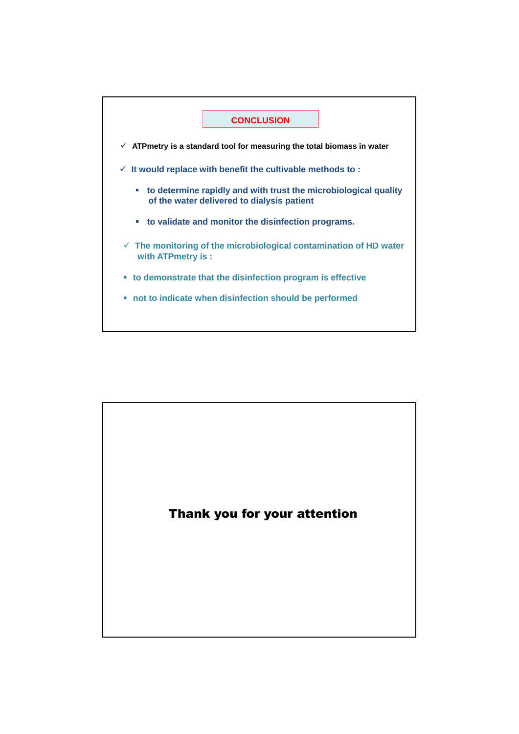## CONCLUSION

- ✓ **ATPmetry is a standard tool for measuring the total biomass in water**
- ✓ **It would replace with benefit the cultivable methods to :**
  - **to determine rapidly and with trust the microbiological quality of the water delivered to dialysis patient**
  - **to validate and monitor the disinfection programs.**
- ✓ **The monitoring of the microbiological contamination of HD water with ATPmetry is :**
  - **to demonstrate that the disinfection program is effective**
  - **not to indicate when disinfection should be performed**

**Thank you for your attention**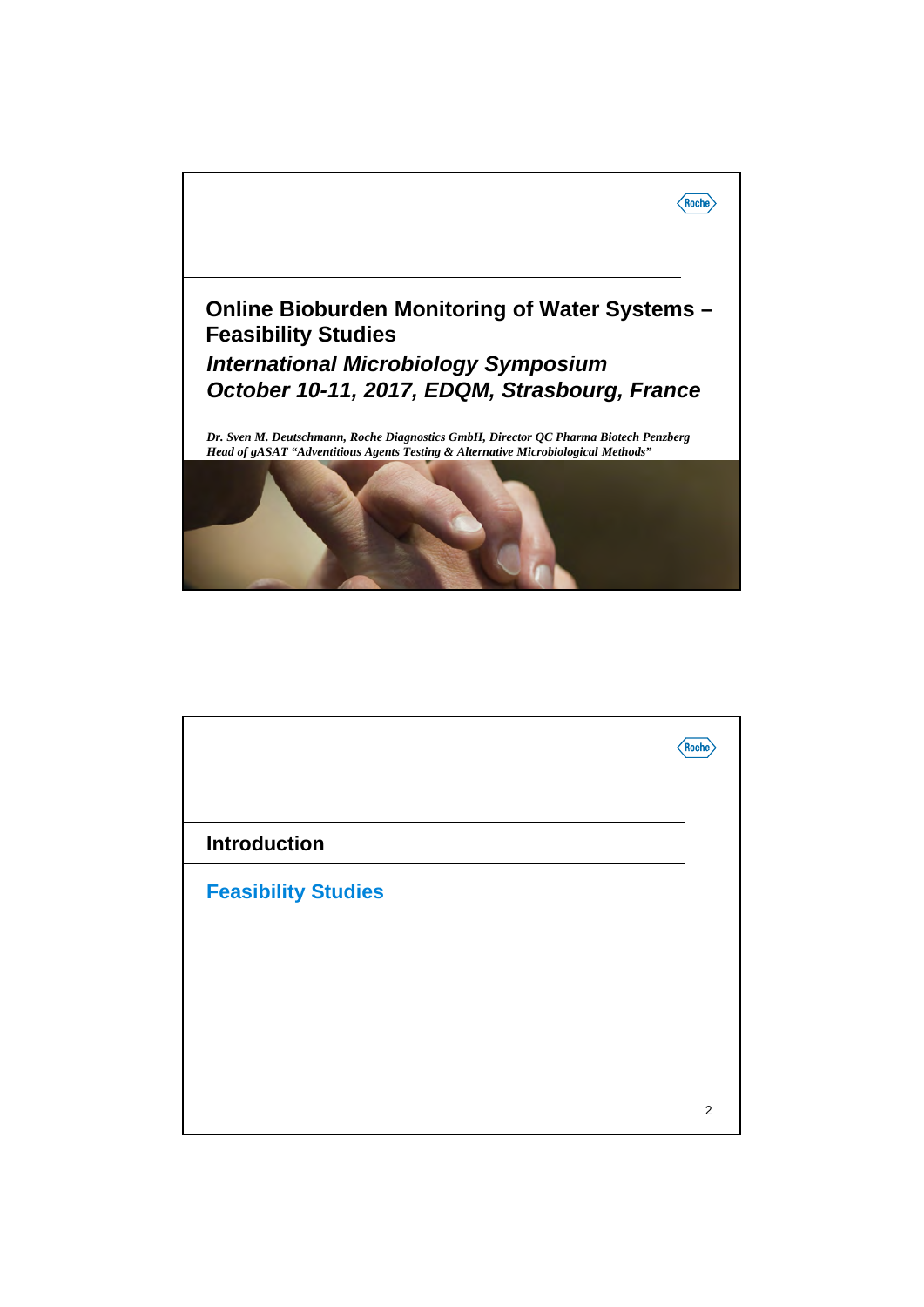# Online Bioburden Monitoring of Water Systems – Feasibility Studies

## *International Microbiology Symposium October 10-11, 2017, EDQM, Strasbourg, France*

***Dr. Sven M. Deutschmann, Roche Diagnostics GmbH, Director QC Pharma Biotech Penzberg***
***Head of gASAT "Adventitious Agents Testing & Alternative Microbiological Methods"***

---

## Introduction

## Feasibility Studies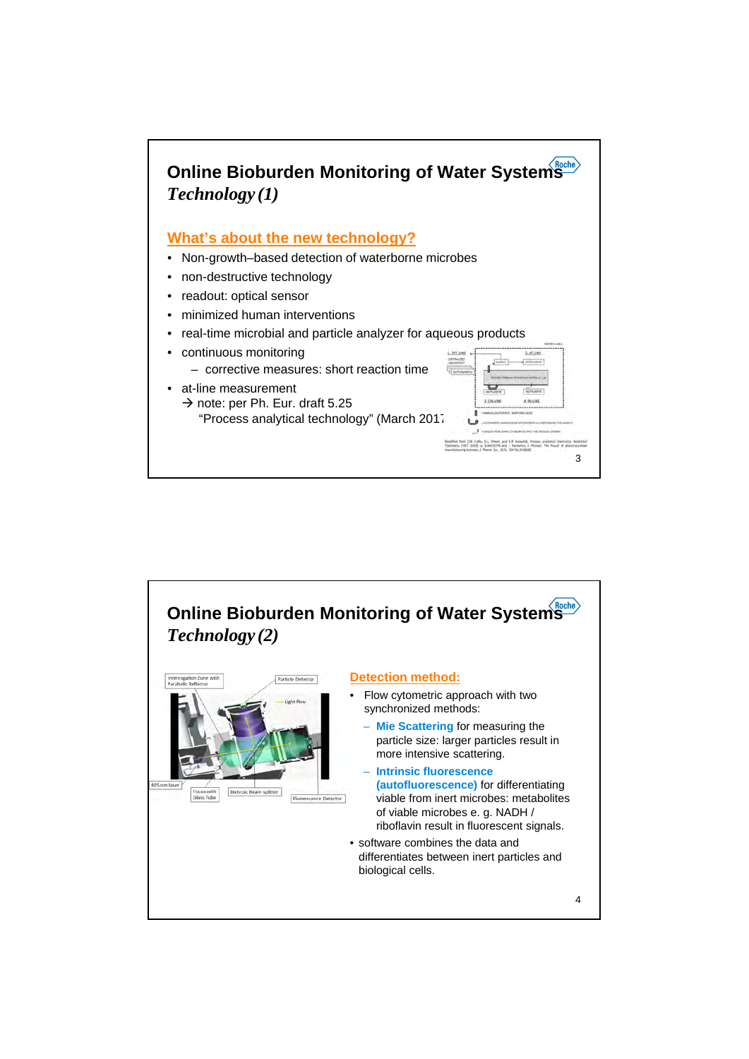## Online Bioburden Monitoring of Water Systems

*Technology (1)*

### What's about the new technology?

- Non-growth–based detection of waterborne microbes
- non-destructive technology
- readout: optical sensor
- minimized human interventions
- real-time microbial and particle analyzer for aqueous products
- continuous monitoring
  - corrective measures: short reaction time
- at-line measurement
  → note: per Ph. Eur. draft 5.25
  "Process analytical technology" (March 2017

## Online Bioburden Monitoring of Water Systems

*Technology (2)*

Interrogation Zone with Parabolic Reflector

Particle Detector

Light flow

405 nm laser

Focus with Glass Tube

Dichroic Beam splitter

Fluorescence Detector

### Detection method:

- Flow cytometric approach with two synchronized methods:
  - **Mie Scattering** for measuring the particle size: larger particles result in more intensive scattering.
  - **Intrinsic fluorescence (autofluorescence)** for differentiating viable from inert microbes: metabolites of viable microbes e. g. NADH / riboflavin result in fluorescent signals.
- software combines the data and differentiates between inert particles and biological cells.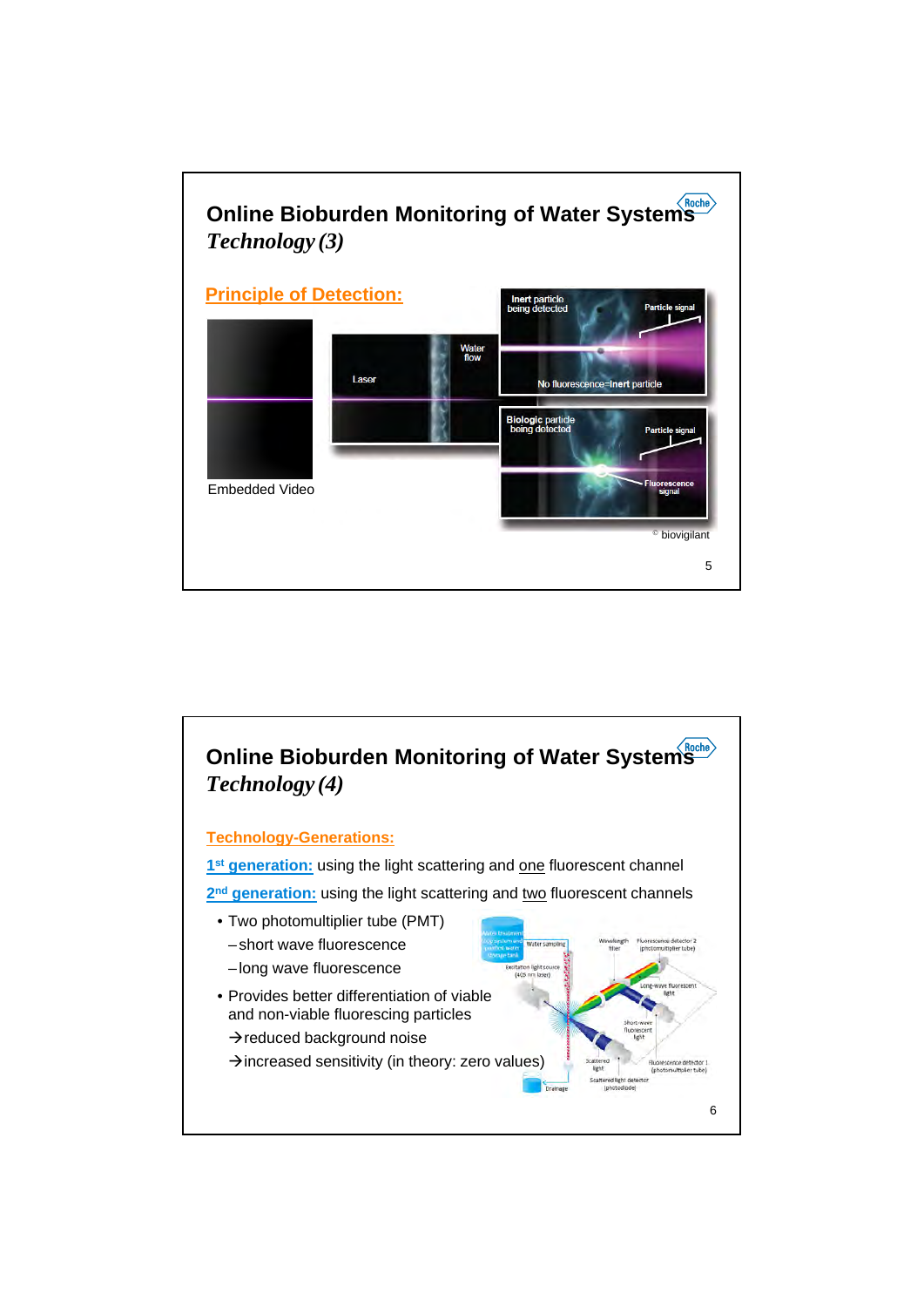## Online Bioburden Monitoring of Water Systems

*Technology (3)*

**Principle of Detection:**

Embedded Video

Laser

Water flow

Inert particle being detected

Particle signal

No fluorescence=Inert particle

Biologic particle being detected

Particle signal

Fluorescence signal

© biovigilant

## Online Bioburden Monitoring of Water Systems

*Technology (4)*

**Technology-Generations:**

1st generation: using the light scattering and one fluorescent channel

2nd generation: using the light scattering and two fluorescent channels

- Two photomultiplier tube (PMT)
  - short wave fluorescence
  - long wave fluorescence
- Provides better differentiation of viable and non-viable fluorescing particles
  - → reduced background noise
  - → increased sensitivity (in theory: zero values)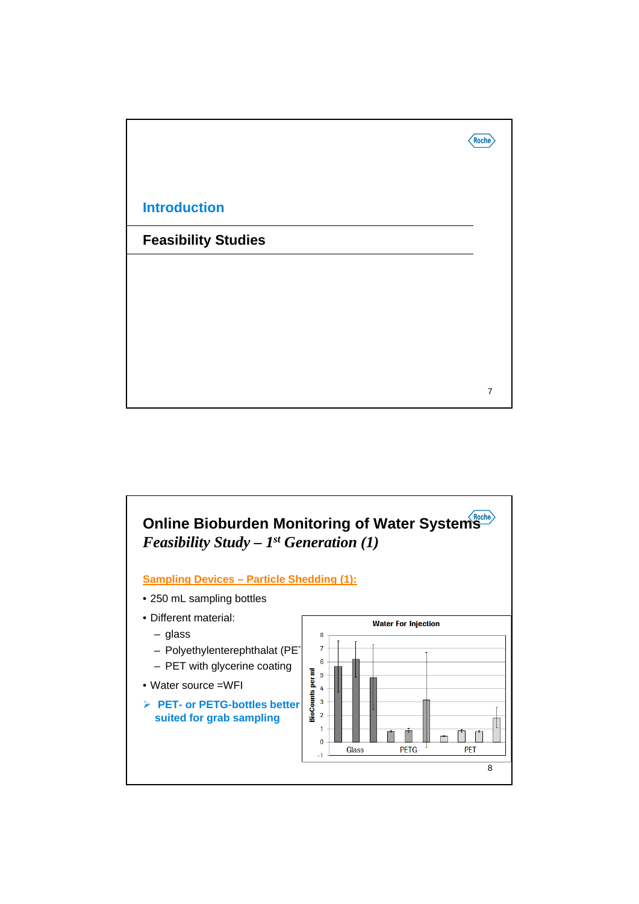## Introduction

### Feasibility Studies

---

## Online Bioburden Monitoring of Water Systems

### *Feasibility Study – 1st Generation (1)*

**Sampling Devices – Particle Shedding (1):**

- 250 mL sampling bottles
- Different material:
  - glass
  - Polyethylenterephthalat (PE
  - PET with glycerine coating
- Water source =WFI

➢ **PET- or PETG-bottles better suited for grab sampling**

Water For Injection

BioCounts per ml

Glass PETG PET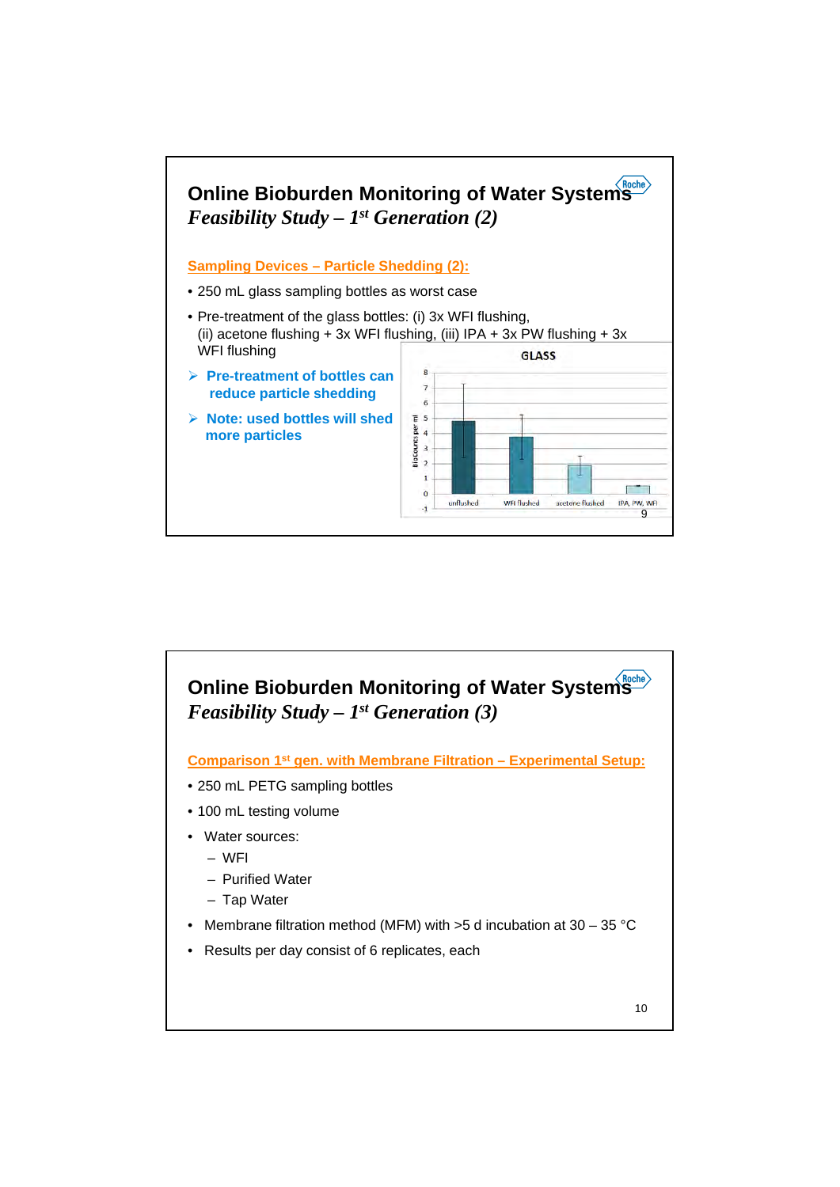## Online Bioburden Monitoring of Water Systems

### *Feasibility Study – 1st Generation (2)*

**Sampling Devices – Particle Shedding (2):**

- 250 mL glass sampling bottles as worst case
- Pre-treatment of the glass bottles: (i) 3x WFI flushing, (ii) acetone flushing + 3x WFI flushing, (iii) IPA + 3x PW flushing + 3x WFI flushing

➢ **Pre-treatment of bottles can reduce particle shedding**

➢ **Note: used bottles will shed more particles**

GLASS

Biocounts per ml

unflushed | WFI flushed | acetone flushed | IPA, PW, WFI

## Online Bioburden Monitoring of Water Systems

### *Feasibility Study – 1st Generation (3)*

**Comparison 1st gen. with Membrane Filtration – Experimental Setup:**

- 250 mL PETG sampling bottles
- 100 mL testing volume
- Water sources:
  - WFI
  - Purified Water
  - Tap Water
- Membrane filtration method (MFM) with >5 d incubation at 30 – 35 °C
- Results per day consist of 6 replicates, each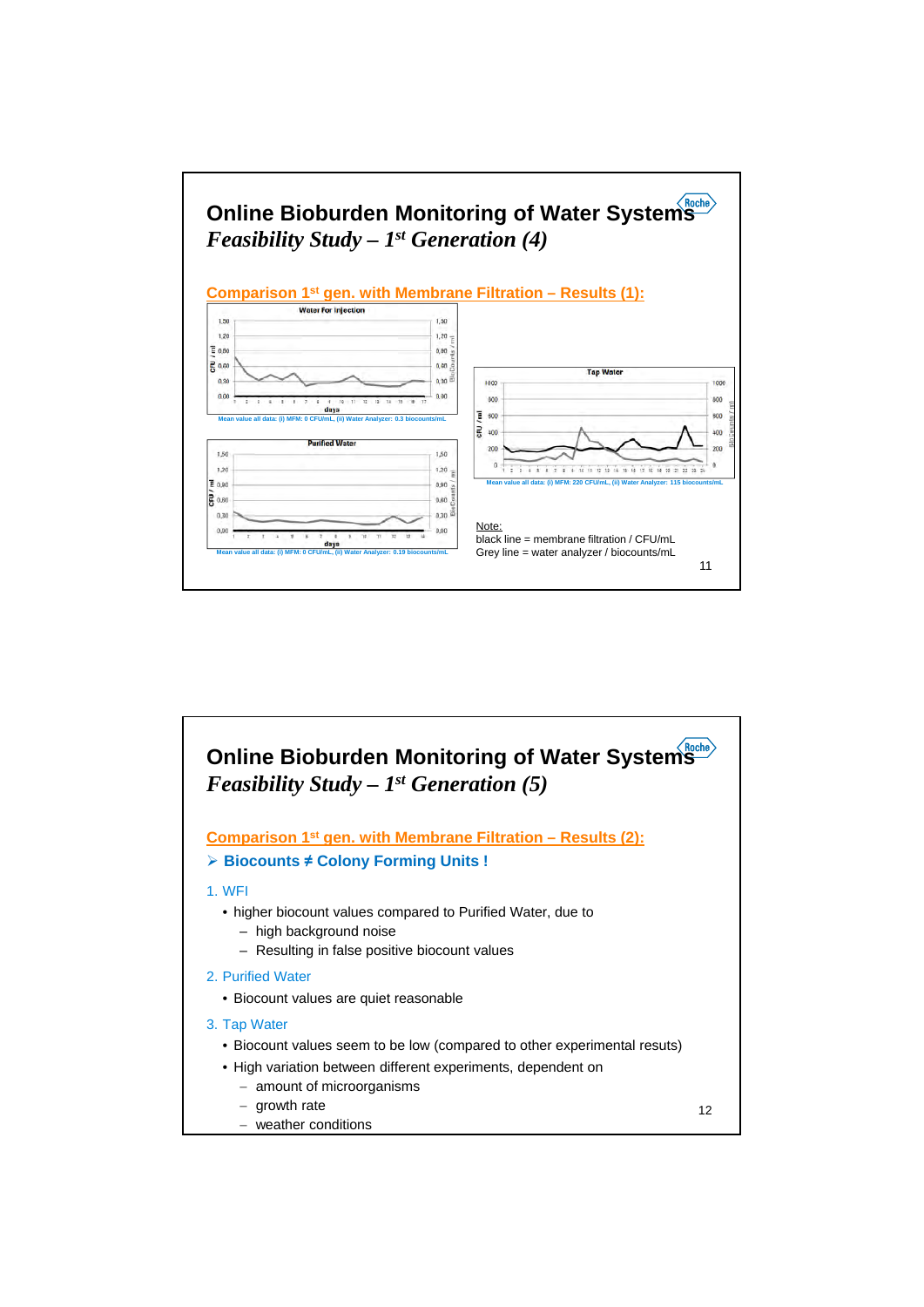# Online Bioburden Monitoring of Water Systems

## *Feasibility Study – 1st Generation (4)*

### Comparison 1st gen. with Membrane Filtration – Results (1):

Water For Injection

Mean value all data: (i) MFM: 0 CFU/mL, (ii) Water Analyzer: 0.3 biocounts/mL

Purified Water

Mean value all data: (i) MFM: 0 CFU/mL, (ii) Water Analyzer: 0.19 biocounts/mL

Tap Water

Mean value all data: (i) MFM: 220 CFU/mL, (ii) Water Analyzer: 115 biocounts/mL

Note:
black line = membrane filtration / CFU/mL
Grey line = water analyzer / biocounts/mL

# Online Bioburden Monitoring of Water Systems

## *Feasibility Study – 1st Generation (5)*

### Comparison 1st gen. with Membrane Filtration – Results (2):

➢ **Biocounts ≠ Colony Forming Units !**

1. WFI
   - higher biocount values compared to Purified Water, due to
     - high background noise
     - Resulting in false positive biocount values
2. Purified Water
   - Biocount values are quiet reasonable
3. Tap Water
   - Biocount values seem to be low (compared to other experimental resuts)
   - High variation between different experiments, dependent on
     - amount of microorganisms
     - growth rate
     - weather conditions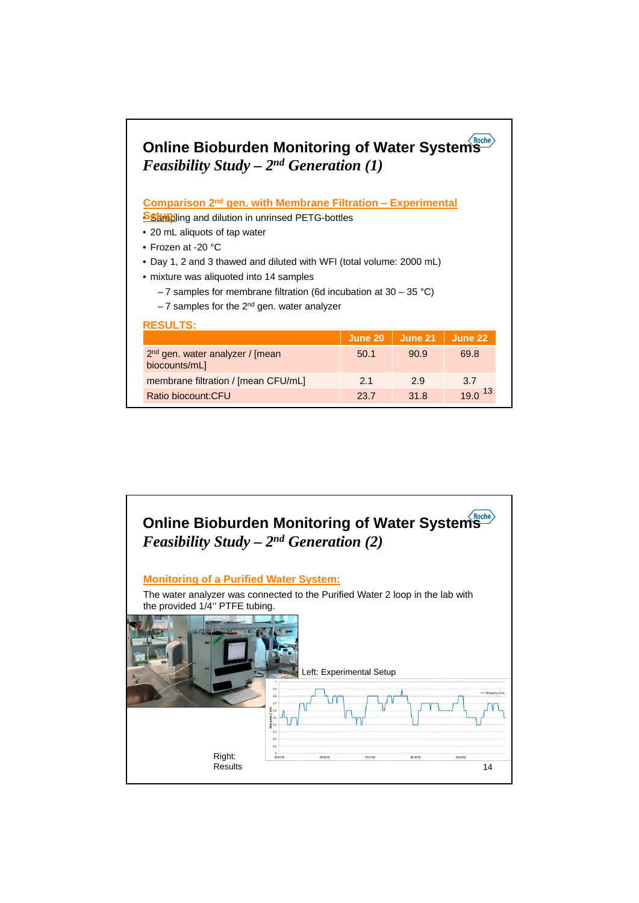# Online Bioburden Monitoring of Water Systems

## *Feasibility Study – 2nd Generation (1)*

**Comparison 2nd gen. with Membrane Filtration – Experimental Setup:**

- Sampling and dilution in unrinsed PETG-bottles
- 20 mL aliquots of tap water
- Frozen at -20 °C
- Day 1, 2 and 3 thawed and diluted with WFI (total volume: 2000 mL)
- mixture was aliquoted into 14 samples
  - 7 samples for membrane filtration (6d incubation at 30 – 35 °C)
  - 7 samples for the 2nd gen. water analyzer

**RESULTS:**

| | June 20 | June 21 | June 22 |
|---|---|---|---|
| 2nd gen. water analyzer / [mean biocounts/mL] | 50.1 | 90.9 | 69.8 |
| membrane filtration / [mean CFU/mL] | 2.1 | 2.9 | 3.7 |
| Ratio biocount:CFU | 23.7 | 31.8 | 19.0 |

# Online Bioburden Monitoring of Water Systems

## *Feasibility Study – 2nd Generation (2)*

**Monitoring of a Purified Water System:**

The water analyzer was connected to the Purified Water 2 loop in the lab with the provided 1/4'' PTFE tubing.

Left: Experimental Setup

Right: Results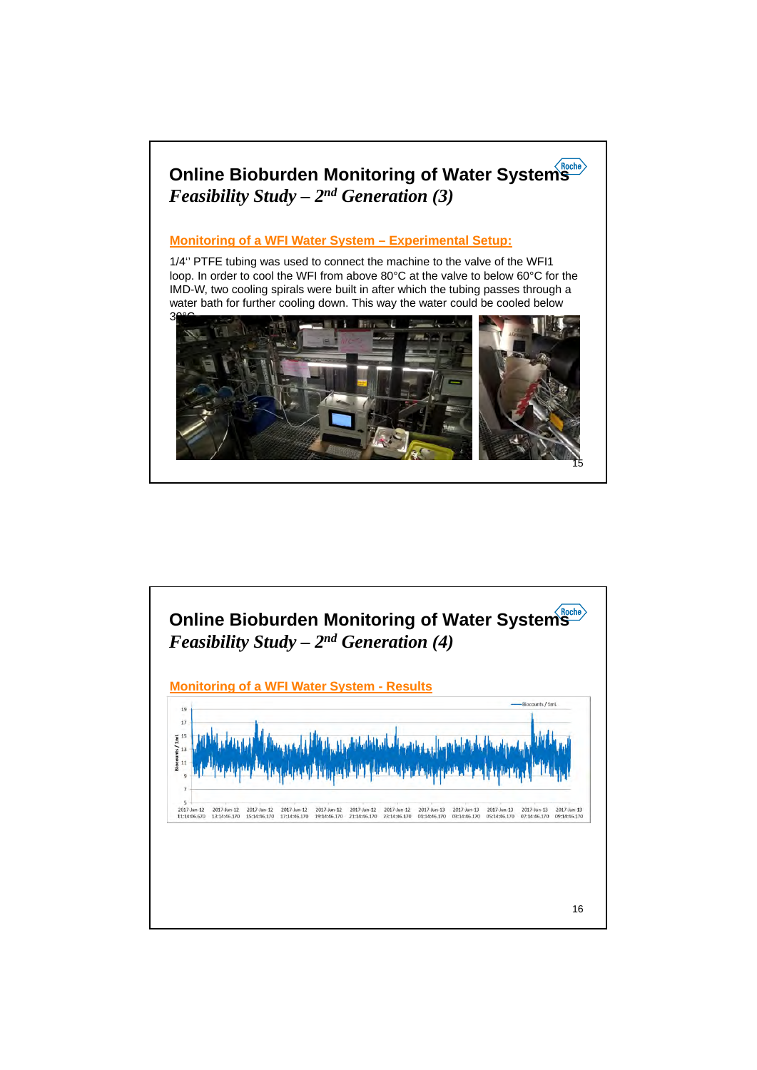# Online Bioburden Monitoring of Water Systems

## *Feasibility Study – 2nd Generation (3)*

### Monitoring of a WFI Water System – Experimental Setup:

1/4'' PTFE tubing was used to connect the machine to the valve of the WFI1 loop. In order to cool the WFI from above 80°C at the valve to below 60°C for the IMD-W, two cooling spirals were built in after which the tubing passes through a water bath for further cooling down. This way the water could be cooled below 30°C.

# Online Bioburden Monitoring of Water Systems

## *Feasibility Study – 2nd Generation (4)*

### Monitoring of a WFI Water System - Results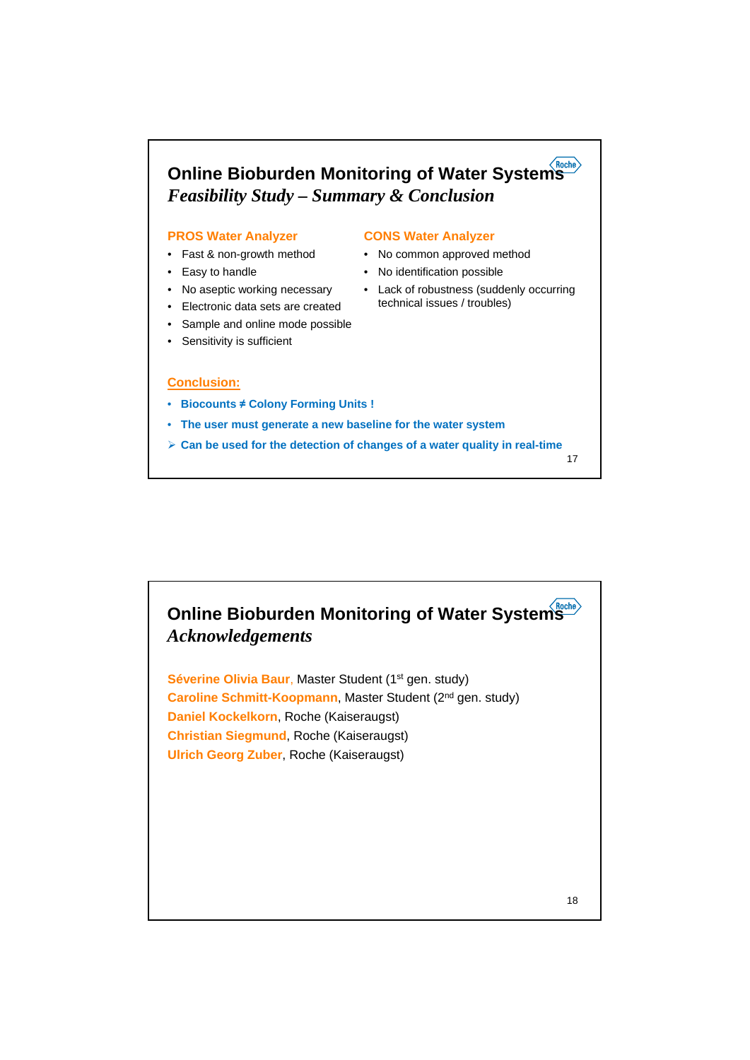# Online Bioburden Monitoring of Water Systems

## *Feasibility Study – Summary & Conclusion*

### PROS Water Analyzer

- Fast & non-growth method
- Easy to handle
- No aseptic working necessary
- Electronic data sets are created
- Sample and online mode possible
- Sensitivity is sufficient

### CONS Water Analyzer

- No common approved method
- No identification possible
- Lack of robustness (suddenly occurring technical issues / troubles)

### Conclusion:

- **Biocounts ≠ Colony Forming Units !**
- **The user must generate a new baseline for the water system**
- ➢ **Can be used for the detection of changes of a water quality in real-time**

# Online Bioburden Monitoring of Water Systems

## *Acknowledgements*

**Séverine Olivia Baur**, Master Student (1st gen. study)
**Caroline Schmitt-Koopmann**, Master Student (2nd gen. study)
**Daniel Kockelkorn**, Roche (Kaiseraugst)
**Christian Siegmund**, Roche (Kaiseraugst)
**Ulrich Georg Zuber**, Roche (Kaiseraugst)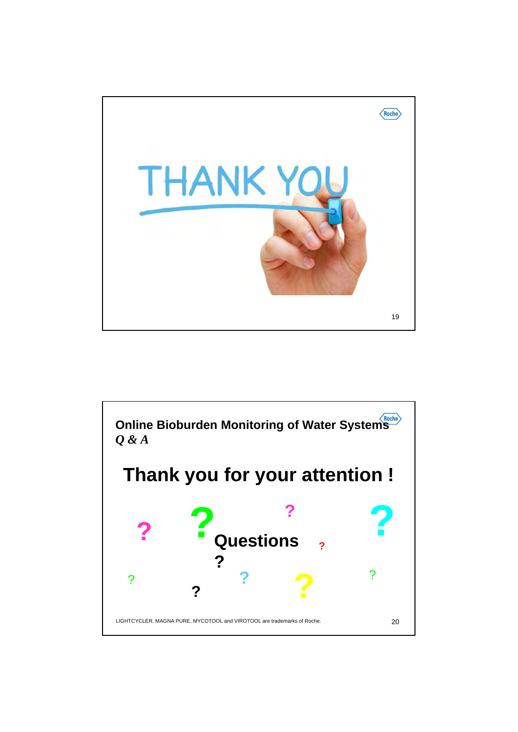THANK YOU

## Online Bioburden Monitoring of Water Systems

***Q & A***

# Thank you for your attention !

Questions ?

LIGHTCYCLER, MAGNA PURE, MYCOTOOL and VIROTOOL are trademarks of Roche.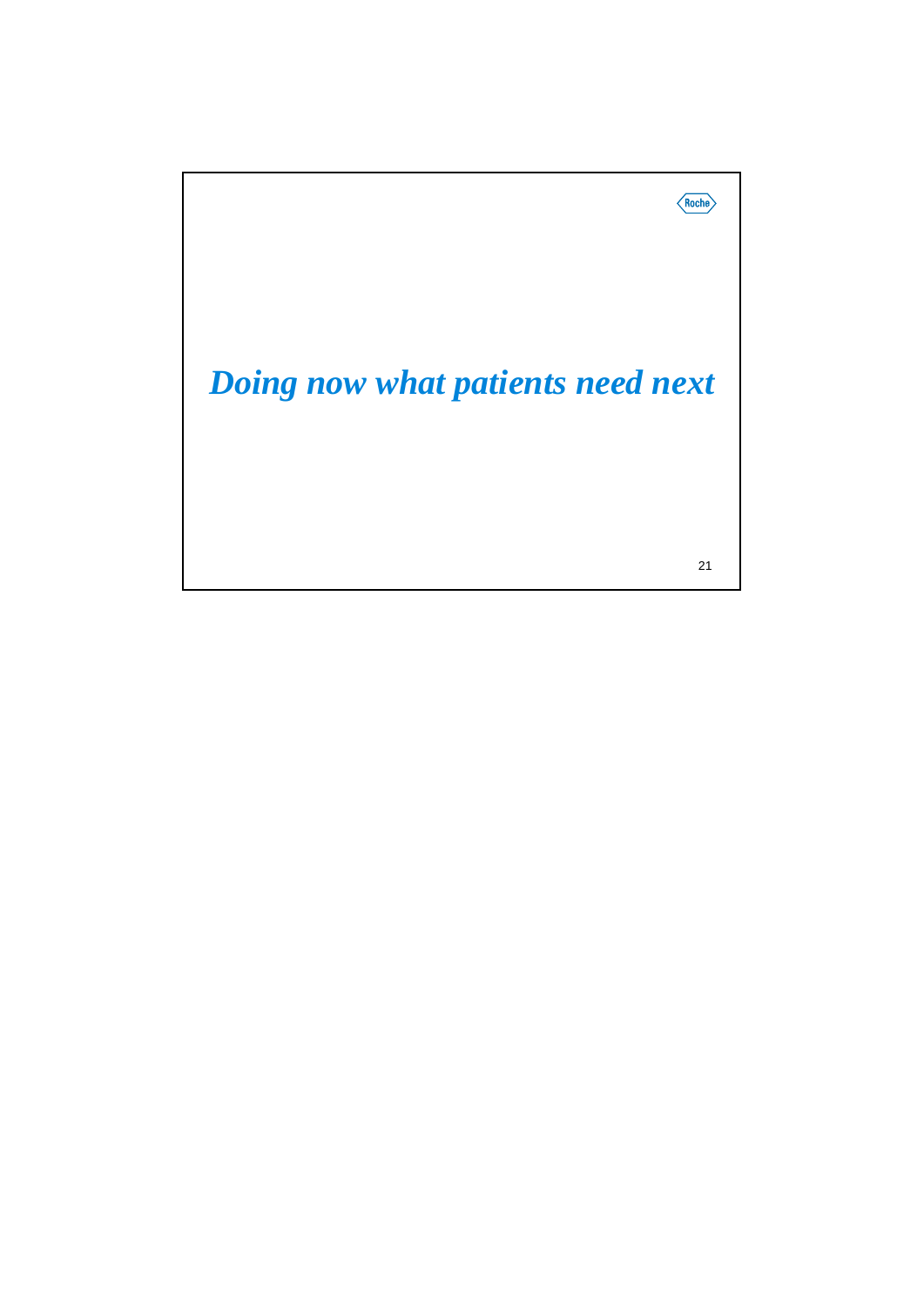*Doing now what patients need next*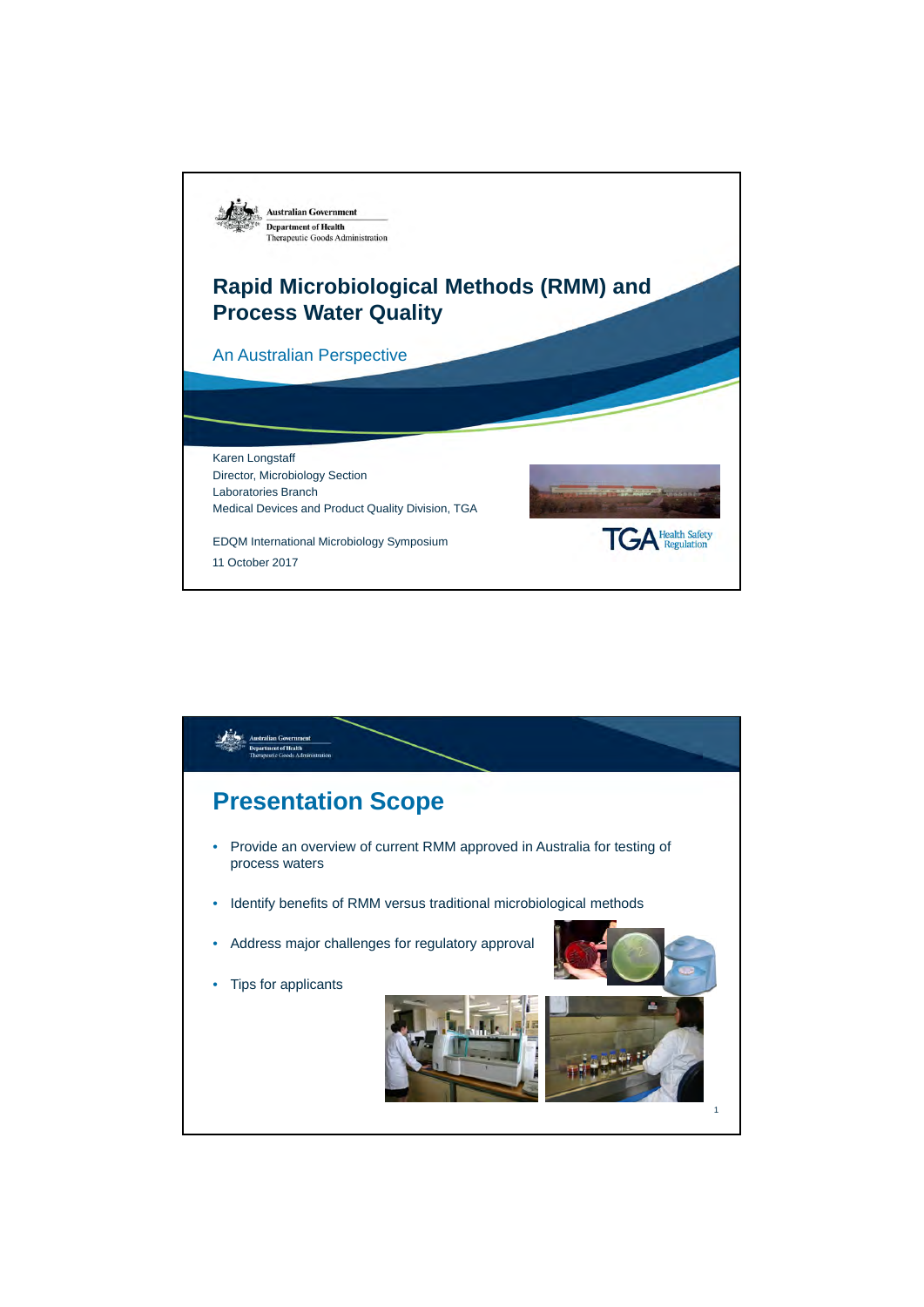Australian Government
Department of Health
Therapeutic Goods Administration

# Rapid Microbiological Methods (RMM) and Process Water Quality

An Australian Perspective

Karen Longstaff
Director, Microbiology Section
Laboratories Branch
Medical Devices and Product Quality Division, TGA

EDQM International Microbiology Symposium

11 October 2017

TGA Health Safety Regulation

---

Australian Government
Department of Health
Therapeutic Goods Administration

## Presentation Scope

- Provide an overview of current RMM approved in Australia for testing of process waters
- Identify benefits of RMM versus traditional microbiological methods
- Address major challenges for regulatory approval
- Tips for applicants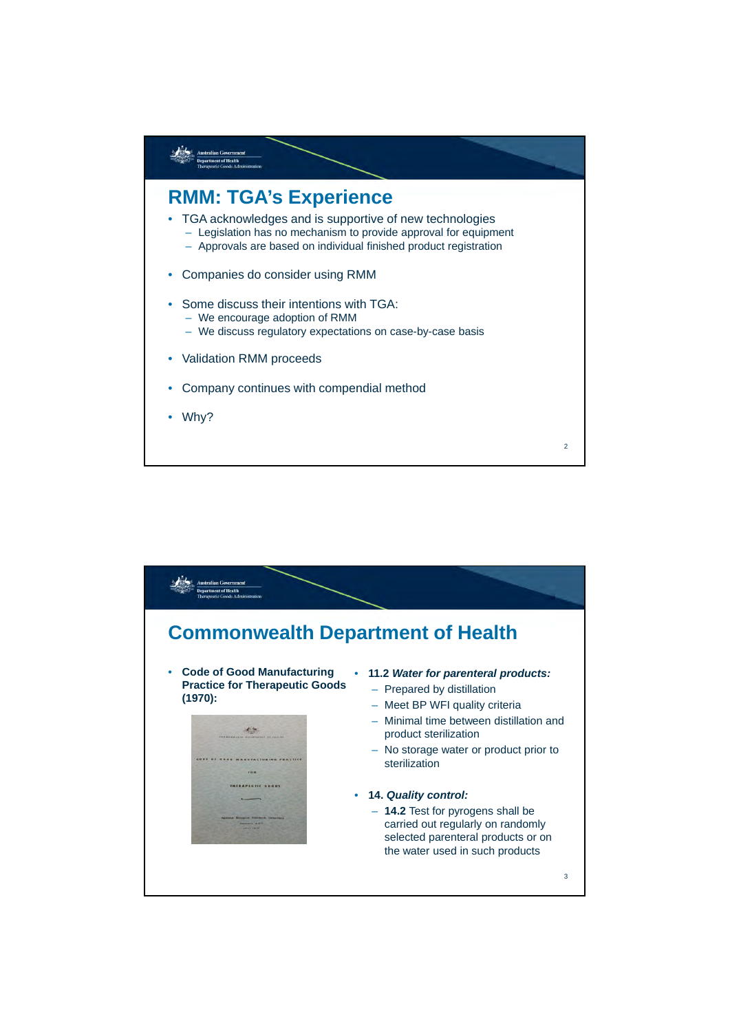## RMM: TGA's Experience

- TGA acknowledges and is supportive of new technologies
  - Legislation has no mechanism to provide approval for equipment
  - Approvals are based on individual finished product registration
- Companies do consider using RMM
- Some discuss their intentions with TGA:
  - We encourage adoption of RMM
  - We discuss regulatory expectations on case-by-case basis
- Validation RMM proceeds
- Company continues with compendial method
- Why?

## Commonwealth Department of Health

- **Code of Good Manufacturing Practice for Therapeutic Goods (1970):**
- **11.2** ***Water for parenteral products:***
  - Prepared by distillation
  - Meet BP WFI quality criteria
  - Minimal time between distillation and product sterilization
  - No storage water or product prior to sterilization
- **14.** ***Quality control:***
  - **14.2** Test for pyrogens shall be carried out regularly on randomly selected parenteral products or on the water used in such products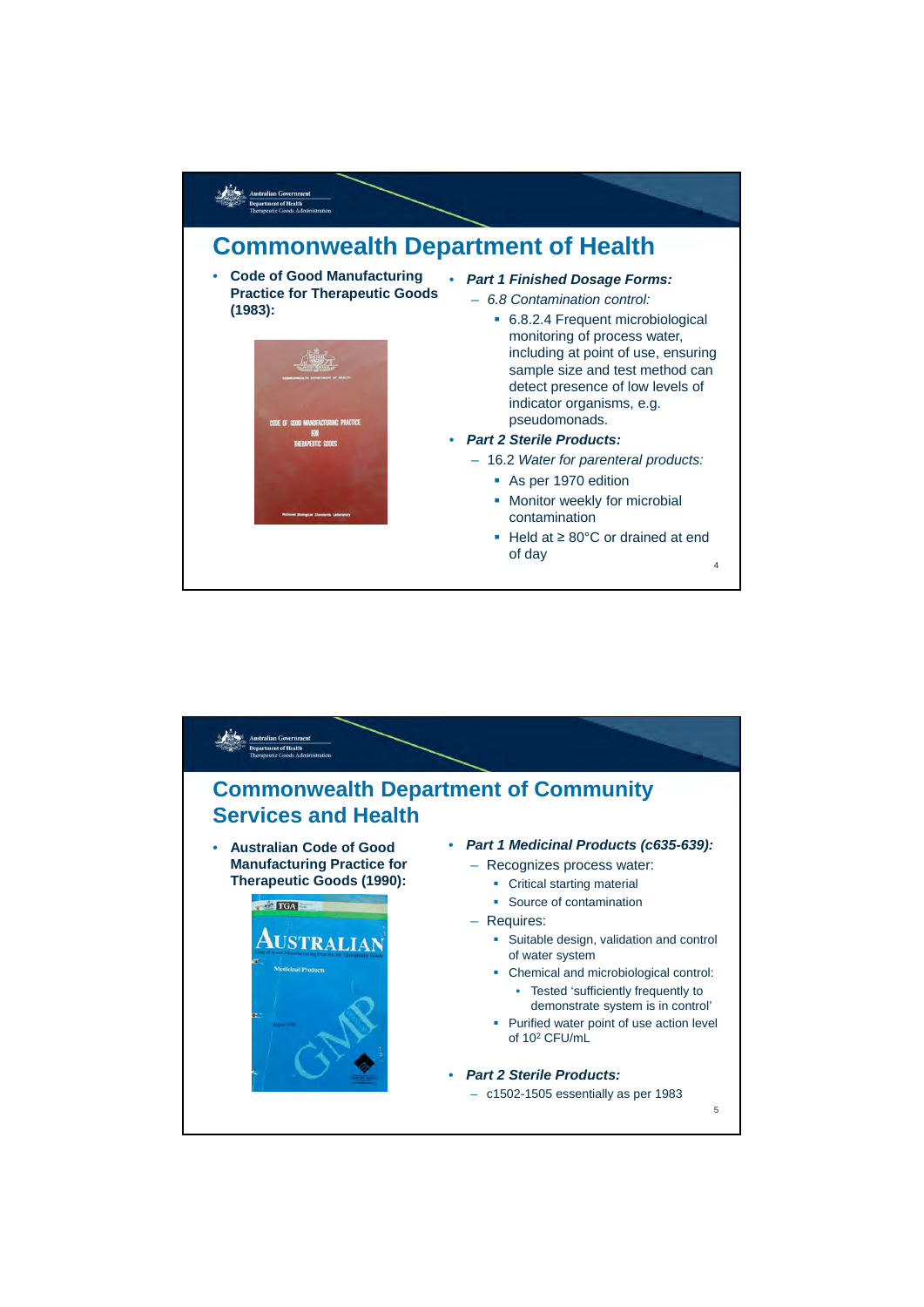## Commonwealth Department of Health

- **Code of Good Manufacturing Practice for Therapeutic Goods (1983):**

- ***Part 1 Finished Dosage Forms:***
  - *6.8 Contamination control:*
    - 6.8.2.4 Frequent microbiological monitoring of process water, including at point of use, ensuring sample size and test method can detect presence of low levels of indicator organisms, e.g. pseudomonads.
- ***Part 2 Sterile Products:***
  - 16.2 *Water for parenteral products:*
    - As per 1970 edition
    - Monitor weekly for microbial contamination
    - Held at ≥ 80°C or drained at end of day

## Commonwealth Department of Community Services and Health

- **Australian Code of Good Manufacturing Practice for Therapeutic Goods (1990):**

- ***Part 1 Medicinal Products (c635-639):***
  - Recognizes process water:
    - Critical starting material
    - Source of contamination
  - Requires:
    - Suitable design, validation and control of water system
    - Chemical and microbiological control:
      - Tested 'sufficiently frequently to demonstrate system is in control'
    - Purified water point of use action level of $10^2$ CFU/mL
- ***Part 2 Sterile Products:***
  - c1502-1505 essentially as per 1983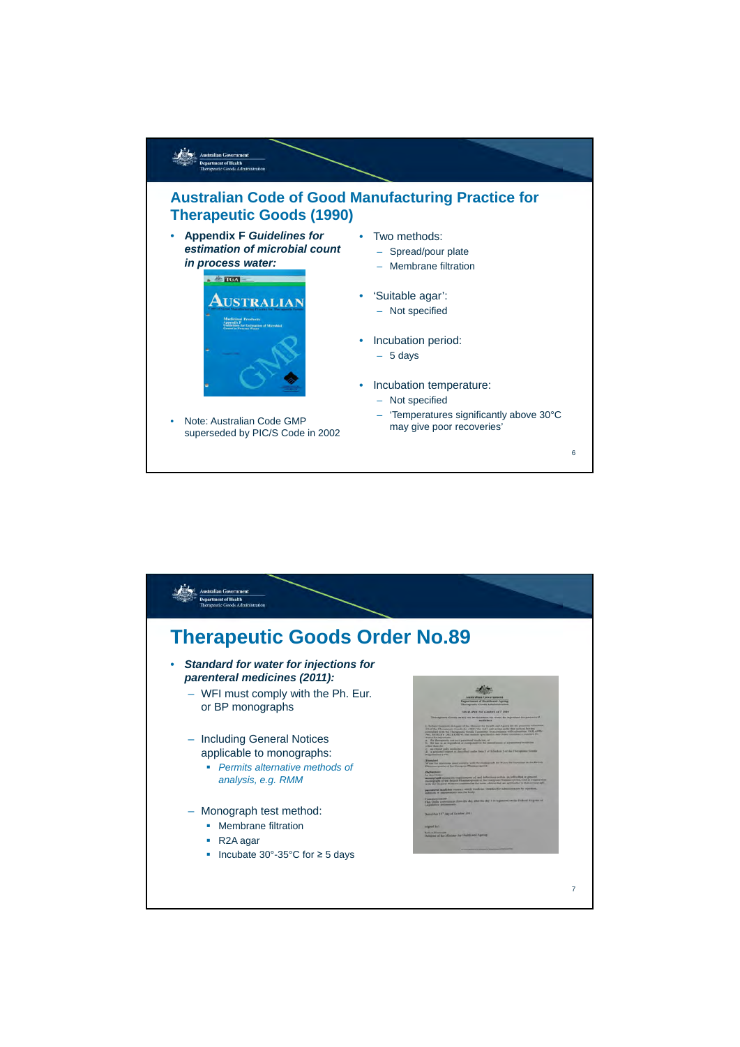## Australian Code of Good Manufacturing Practice for Therapeutic Goods (1990)

- **Appendix F *Guidelines for estimation of microbial count in process water:***
- Note: Australian Code GMP superseded by PIC/S Code in 2002

- Two methods:
  - Spread/pour plate
  - Membrane filtration
- 'Suitable agar':
  - Not specified
- Incubation period:
  - 5 days
- Incubation temperature:
  - Not specified
  - 'Temperatures significantly above 30°C may give poor recoveries'

## Therapeutic Goods Order No.89

- ***Standard for water for injections for parenteral medicines (2011):***
  - WFI must comply with the Ph. Eur. or BP monographs
  - Including General Notices applicable to monographs:
    - *Permits alternative methods of analysis, e.g. RMM*
  - Monograph test method:
    - Membrane filtration
    - R2A agar
    - Incubate 30°-35°C for ≥ 5 days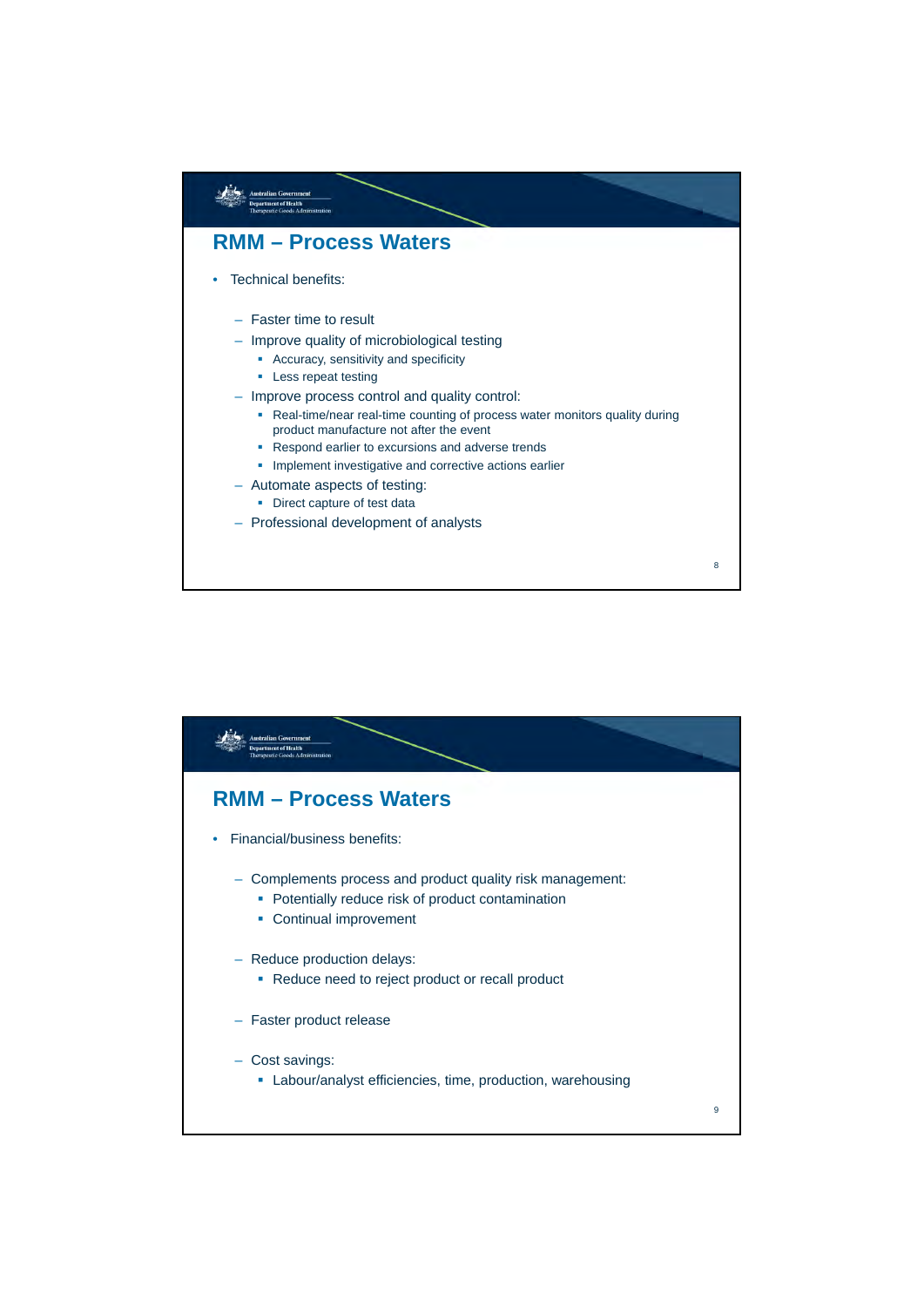## RMM – Process Waters

- Technical benefits:
  - Faster time to result
  - Improve quality of microbiological testing
    - Accuracy, sensitivity and specificity
    - Less repeat testing
  - Improve process control and quality control:
    - Real-time/near real-time counting of process water monitors quality during product manufacture not after the event
    - Respond earlier to excursions and adverse trends
    - Implement investigative and corrective actions earlier
  - Automate aspects of testing:
    - Direct capture of test data
  - Professional development of analysts

## RMM – Process Waters

- Financial/business benefits:
  - Complements process and product quality risk management:
    - Potentially reduce risk of product contamination
    - Continual improvement
  - Reduce production delays:
    - Reduce need to reject product or recall product
  - Faster product release
  - Cost savings:
    - Labour/analyst efficiencies, time, production, warehousing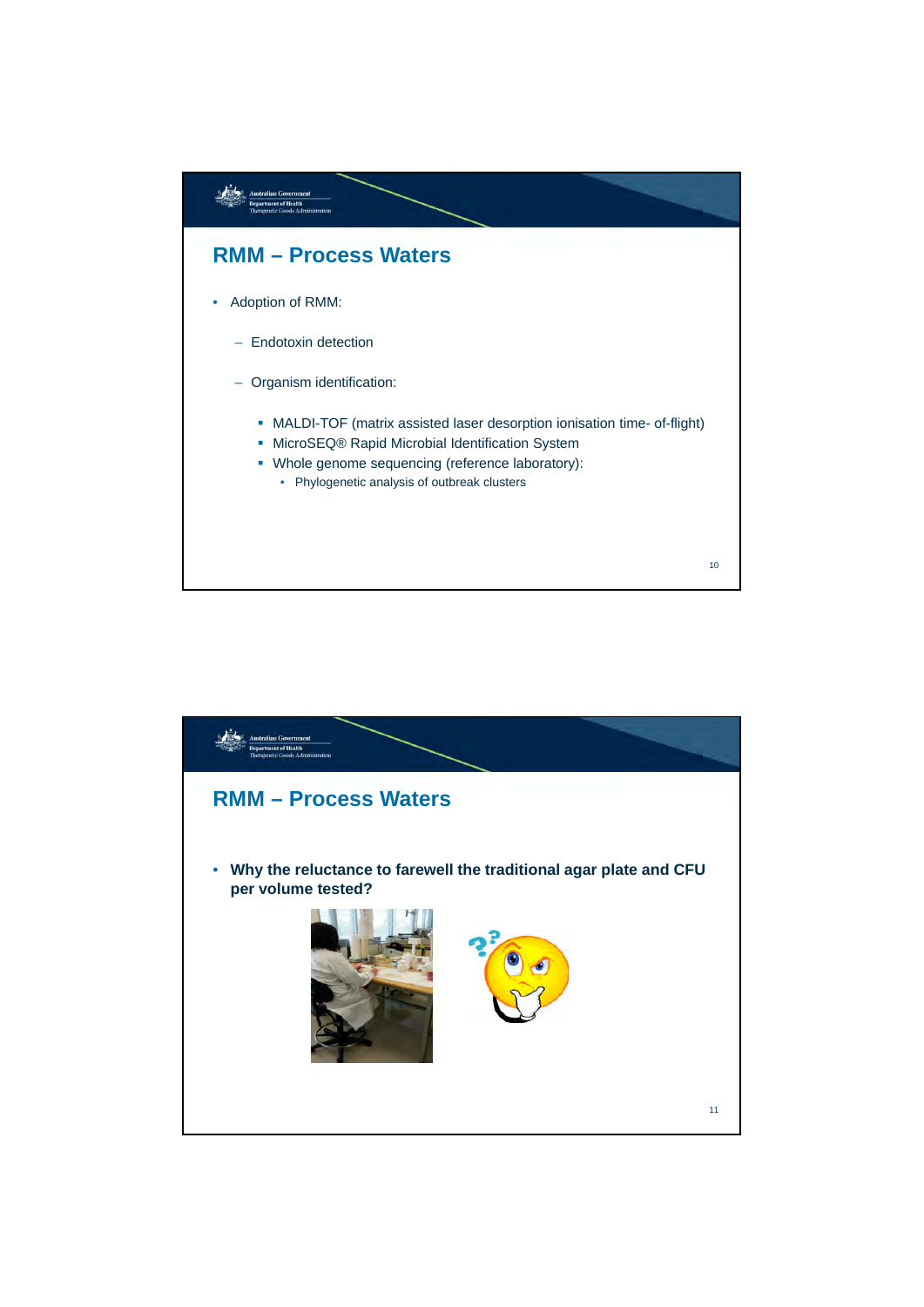## RMM – Process Waters

- Adoption of RMM:
  - Endotoxin detection
  - Organism identification:
    - MALDI-TOF (matrix assisted laser desorption ionisation time- of-flight)
    - MicroSEQ® Rapid Microbial Identification System
    - Whole genome sequencing (reference laboratory):
      - Phylogenetic analysis of outbreak clusters

## RMM – Process Waters

- **Why the reluctance to farewell the traditional agar plate and CFU per volume tested?**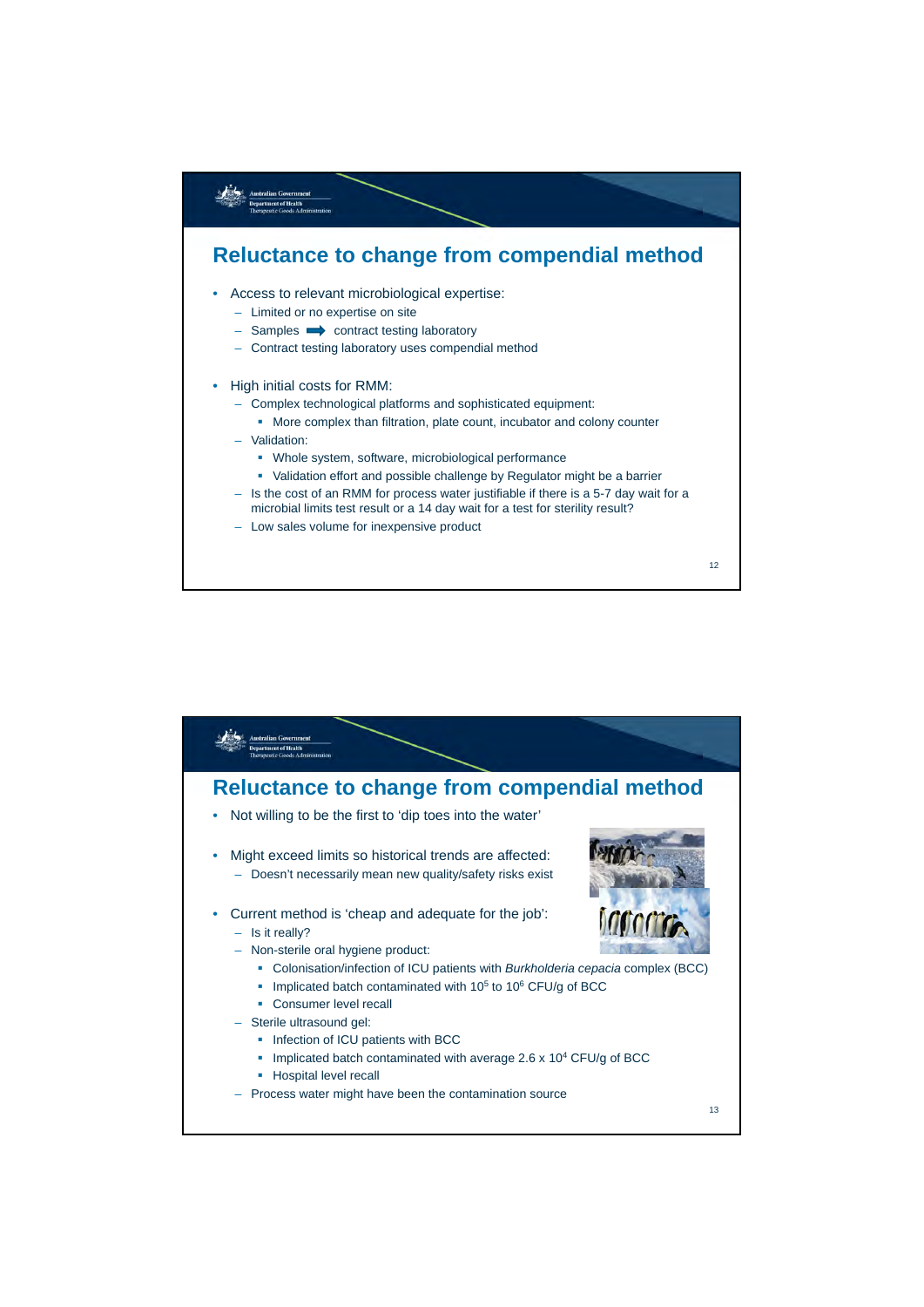## Reluctance to change from compendial method

- Access to relevant microbiological expertise:
  - Limited or no expertise on site
  - Samples ➡ contract testing laboratory
  - Contract testing laboratory uses compendial method
- High initial costs for RMM:
  - Complex technological platforms and sophisticated equipment:
    - More complex than filtration, plate count, incubator and colony counter
  - Validation:
    - Whole system, software, microbiological performance
    - Validation effort and possible challenge by Regulator might be a barrier
  - Is the cost of an RMM for process water justifiable if there is a 5-7 day wait for a microbial limits test result or a 14 day wait for a test for sterility result?
  - Low sales volume for inexpensive product

## Reluctance to change from compendial method

- Not willing to be the first to 'dip toes into the water'
- Might exceed limits so historical trends are affected:
  - Doesn't necessarily mean new quality/safety risks exist
- Current method is 'cheap and adequate for the job':
  - Is it really?
  - Non-sterile oral hygiene product:
    - Colonisation/infection of ICU patients with *Burkholderia cepacia* complex (BCC)
    - Implicated batch contaminated with $10^5$ to $10^6$ CFU/g of BCC
    - Consumer level recall
  - Sterile ultrasound gel:
    - Infection of ICU patients with BCC
    - Implicated batch contaminated with average $2.6 \times 10^4$ CFU/g of BCC
    - Hospital level recall
  - Process water might have been the contamination source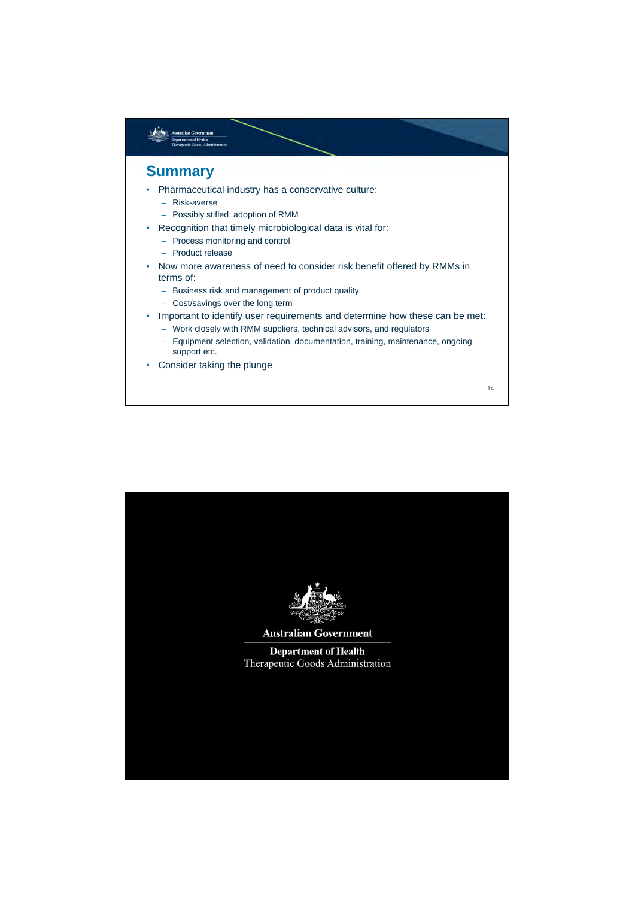## Summary

- Pharmaceutical industry has a conservative culture:
  - Risk-averse
  - Possibly stifled adoption of RMM
- Recognition that timely microbiological data is vital for:
  - Process monitoring and control
  - Product release
- Now more awareness of need to consider risk benefit offered by RMMs in terms of:
  - Business risk and management of product quality
  - Cost/savings over the long term
- Important to identify user requirements and determine how these can be met:
  - Work closely with RMM suppliers, technical advisors, and regulators
  - Equipment selection, validation, documentation, training, maintenance, ongoing support etc.
- Consider taking the plunge

Australian Government

Department of Health
Therapeutic Goods Administration